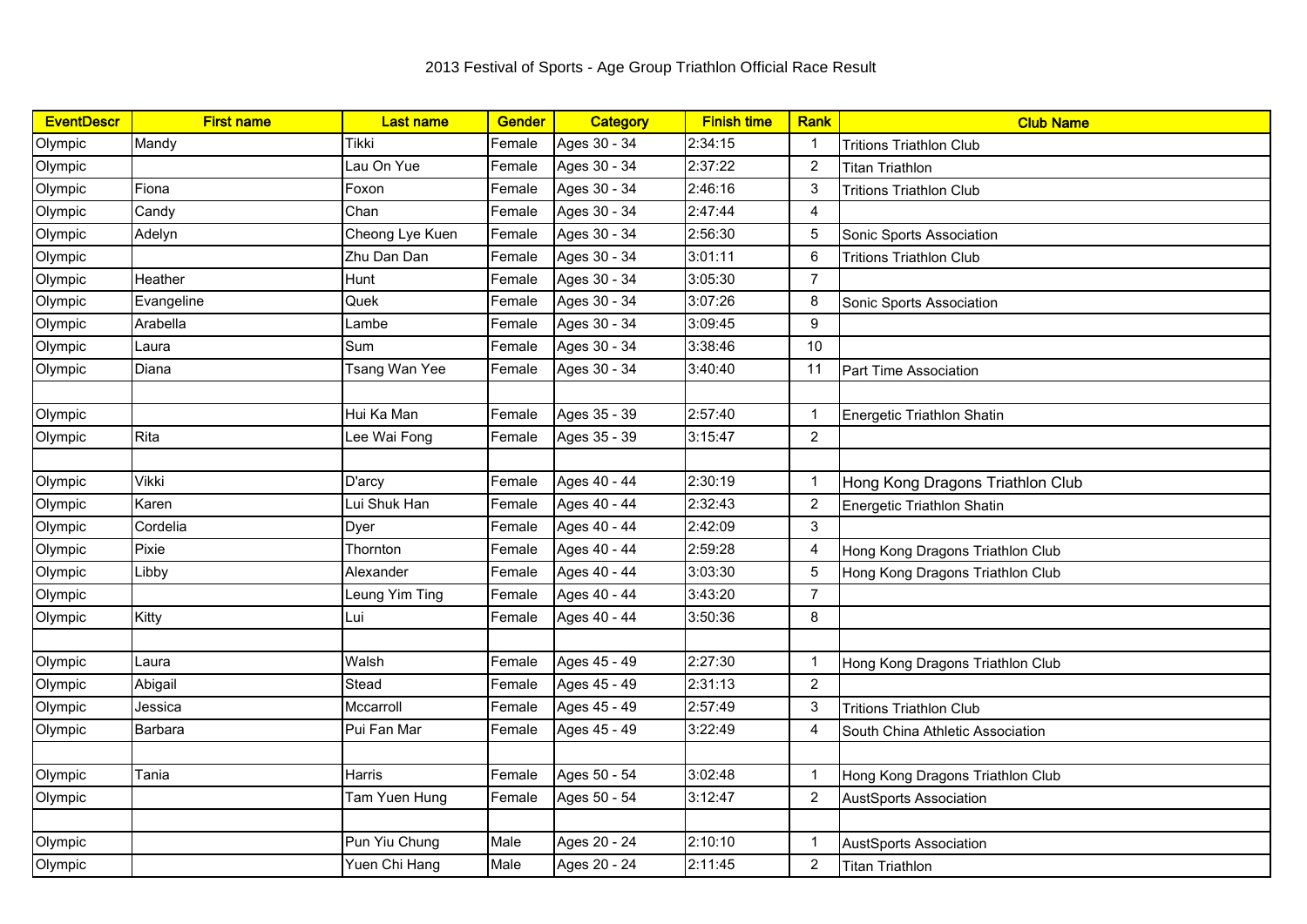# 2013 Festival of Sports - Age Group Triathlon Official Race Result

| EventDescr | First name | Last name | Gender | Category | Finish time | Rank | Club Name |
|---|---|---|---|---|---|---|---|
| Olympic | Mandy | Tikki | Female | Ages 30 - 34 | 2:34:15 | 1 | Tritions Triathlon Club |
| Olympic | | Lau On Yue | Female | Ages 30 - 34 | 2:37:22 | 2 | Titan Triathlon |
| Olympic | Fiona | Foxon | Female | Ages 30 - 34 | 2:46:16 | 3 | Tritions Triathlon Club |
| Olympic | Candy | Chan | Female | Ages 30 - 34 | 2:47:44 | 4 | |
| Olympic | Adelyn | Cheong Lye Kuen | Female | Ages 30 - 34 | 2:56:30 | 5 | Sonic Sports Association |
| Olympic | | Zhu Dan Dan | Female | Ages 30 - 34 | 3:01:11 | 6 | Tritions Triathlon Club |
| Olympic | Heather | Hunt | Female | Ages 30 - 34 | 3:05:30 | 7 | |
| Olympic | Evangeline | Quek | Female | Ages 30 - 34 | 3:07:26 | 8 | Sonic Sports Association |
| Olympic | Arabella | Lambe | Female | Ages 30 - 34 | 3:09:45 | 9 | |
| Olympic | Laura | Sum | Female | Ages 30 - 34 | 3:38:46 | 10 | |
| Olympic | Diana | Tsang Wan Yee | Female | Ages 30 - 34 | 3:40:40 | 11 | Part Time Association |
| | | | | | | | |
| Olympic | | Hui Ka Man | Female | Ages 35 - 39 | 2:57:40 | 1 | Energetic Triathlon Shatin |
| Olympic | Rita | Lee Wai Fong | Female | Ages 35 - 39 | 3:15:47 | 2 | |
| | | | | | | | |
| Olympic | Vikki | D'arcy | Female | Ages 40 - 44 | 2:30:19 | 1 | Hong Kong Dragons Triathlon Club |
| Olympic | Karen | Lui Shuk Han | Female | Ages 40 - 44 | 2:32:43 | 2 | Energetic Triathlon Shatin |
| Olympic | Cordelia | Dyer | Female | Ages 40 - 44 | 2:42:09 | 3 | |
| Olympic | Pixie | Thornton | Female | Ages 40 - 44 | 2:59:28 | 4 | Hong Kong Dragons Triathlon Club |
| Olympic | Libby | Alexander | Female | Ages 40 - 44 | 3:03:30 | 5 | Hong Kong Dragons Triathlon Club |
| Olympic | | Leung Yim Ting | Female | Ages 40 - 44 | 3:43:20 | 7 | |
| Olympic | Kitty | Lui | Female | Ages 40 - 44 | 3:50:36 | 8 | |
| | | | | | | | |
| Olympic | Laura | Walsh | Female | Ages 45 - 49 | 2:27:30 | 1 | Hong Kong Dragons Triathlon Club |
| Olympic | Abigail | Stead | Female | Ages 45 - 49 | 2:31:13 | 2 | |
| Olympic | Jessica | Mccarroll | Female | Ages 45 - 49 | 2:57:49 | 3 | Tritions Triathlon Club |
| Olympic | Barbara | Pui Fan Mar | Female | Ages 45 - 49 | 3:22:49 | 4 | South China Athletic Association |
| | | | | | | | |
| Olympic | Tania | Harris | Female | Ages 50 - 54 | 3:02:48 | 1 | Hong Kong Dragons Triathlon Club |
| Olympic | | Tam Yuen Hung | Female | Ages 50 - 54 | 3:12:47 | 2 | AustSports Association |
| | | | | | | | |
| Olympic | | Pun Yiu Chung | Male | Ages 20 - 24 | 2:10:10 | 1 | AustSports Association |
| Olympic | | Yuen Chi Hang | Male | Ages 20 - 24 | 2:11:45 | 2 | Titan Triathlon |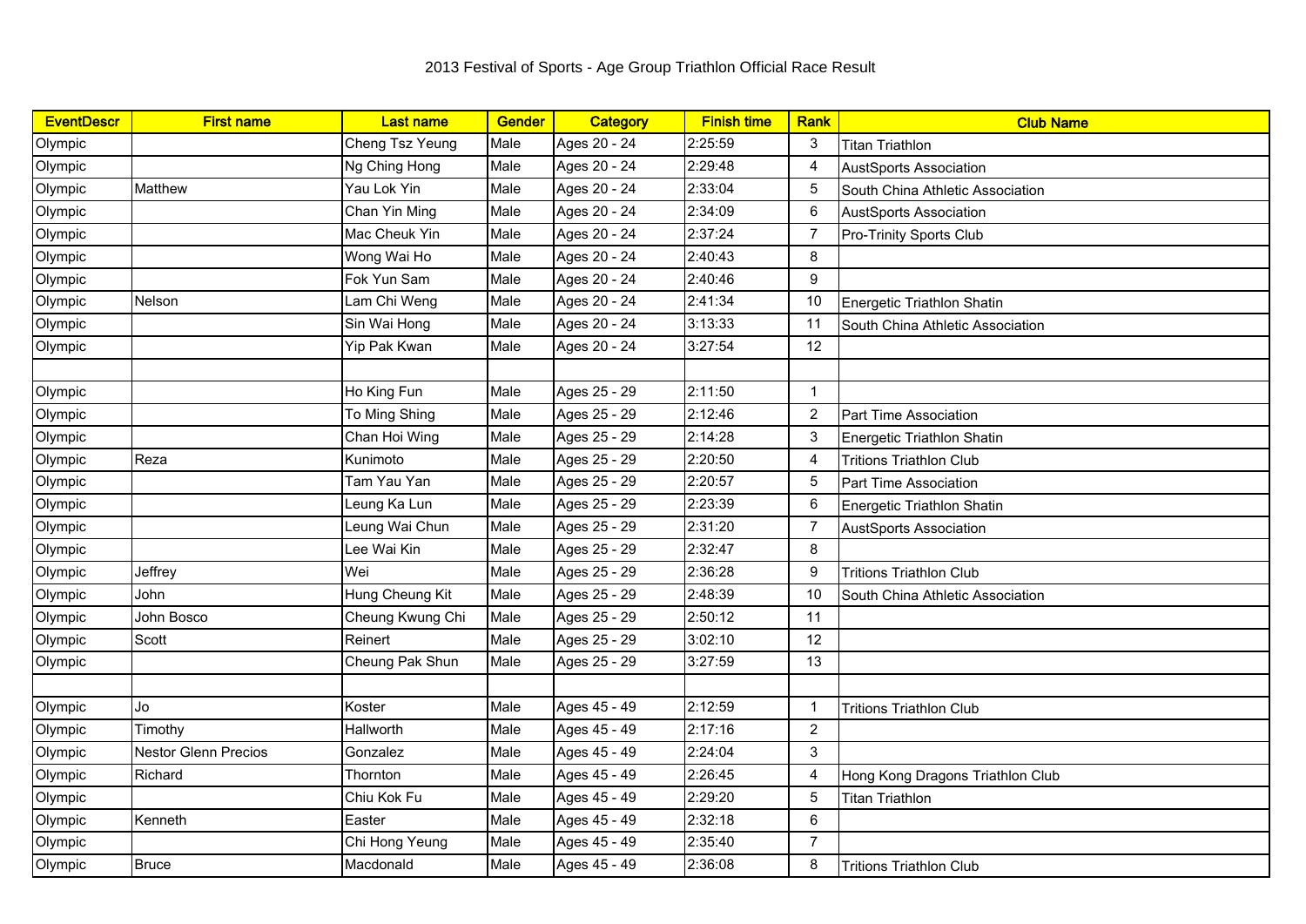# 2013 Festival of Sports - Age Group Triathlon Official Race Result

| EventDescr | First name | Last name | Gender | Category | Finish time | Rank | Club Name |
|---|---|---|---|---|---|---|---|
| Olympic | | Cheng Tsz Yeung | Male | Ages 20 - 24 | 2:25:59 | 3 | Titan Triathlon |
| Olympic | | Ng Ching Hong | Male | Ages 20 - 24 | 2:29:48 | 4 | AustSports Association |
| Olympic | Matthew | Yau Lok Yin | Male | Ages 20 - 24 | 2:33:04 | 5 | South China Athletic Association |
| Olympic | | Chan Yin Ming | Male | Ages 20 - 24 | 2:34:09 | 6 | AustSports Association |
| Olympic | | Mac Cheuk Yin | Male | Ages 20 - 24 | 2:37:24 | 7 | Pro-Trinity Sports Club |
| Olympic | | Wong Wai Ho | Male | Ages 20 - 24 | 2:40:43 | 8 | |
| Olympic | | Fok Yun Sam | Male | Ages 20 - 24 | 2:40:46 | 9 | |
| Olympic | Nelson | Lam Chi Weng | Male | Ages 20 - 24 | 2:41:34 | 10 | Energetic Triathlon Shatin |
| Olympic | | Sin Wai Hong | Male | Ages 20 - 24 | 3:13:33 | 11 | South China Athletic Association |
| Olympic | | Yip Pak Kwan | Male | Ages 20 - 24 | 3:27:54 | 12 | |
| | | | | | | | |
| Olympic | | Ho King Fun | Male | Ages 25 - 29 | 2:11:50 | 1 | |
| Olympic | | To Ming Shing | Male | Ages 25 - 29 | 2:12:46 | 2 | Part Time Association |
| Olympic | | Chan Hoi Wing | Male | Ages 25 - 29 | 2:14:28 | 3 | Energetic Triathlon Shatin |
| Olympic | Reza | Kunimoto | Male | Ages 25 - 29 | 2:20:50 | 4 | Tritions Triathlon Club |
| Olympic | | Tam Yau Yan | Male | Ages 25 - 29 | 2:20:57 | 5 | Part Time Association |
| Olympic | | Leung Ka Lun | Male | Ages 25 - 29 | 2:23:39 | 6 | Energetic Triathlon Shatin |
| Olympic | | Leung Wai Chun | Male | Ages 25 - 29 | 2:31:20 | 7 | AustSports Association |
| Olympic | | Lee Wai Kin | Male | Ages 25 - 29 | 2:32:47 | 8 | |
| Olympic | Jeffrey | Wei | Male | Ages 25 - 29 | 2:36:28 | 9 | Tritions Triathlon Club |
| Olympic | John | Hung Cheung Kit | Male | Ages 25 - 29 | 2:48:39 | 10 | South China Athletic Association |
| Olympic | John Bosco | Cheung Kwung Chi | Male | Ages 25 - 29 | 2:50:12 | 11 | |
| Olympic | Scott | Reinert | Male | Ages 25 - 29 | 3:02:10 | 12 | |
| Olympic | | Cheung Pak Shun | Male | Ages 25 - 29 | 3:27:59 | 13 | |
| | | | | | | | |
| Olympic | Jo | Koster | Male | Ages 45 - 49 | 2:12:59 | 1 | Tritions Triathlon Club |
| Olympic | Timothy | Hallworth | Male | Ages 45 - 49 | 2:17:16 | 2 | |
| Olympic | Nestor Glenn Precios | Gonzalez | Male | Ages 45 - 49 | 2:24:04 | 3 | |
| Olympic | Richard | Thornton | Male | Ages 45 - 49 | 2:26:45 | 4 | Hong Kong Dragons Triathlon Club |
| Olympic | | Chiu Kok Fu | Male | Ages 45 - 49 | 2:29:20 | 5 | Titan Triathlon |
| Olympic | Kenneth | Easter | Male | Ages 45 - 49 | 2:32:18 | 6 | |
| Olympic | | Chi Hong Yeung | Male | Ages 45 - 49 | 2:35:40 | 7 | |
| Olympic | Bruce | Macdonald | Male | Ages 45 - 49 | 2:36:08 | 8 | Tritions Triathlon Club |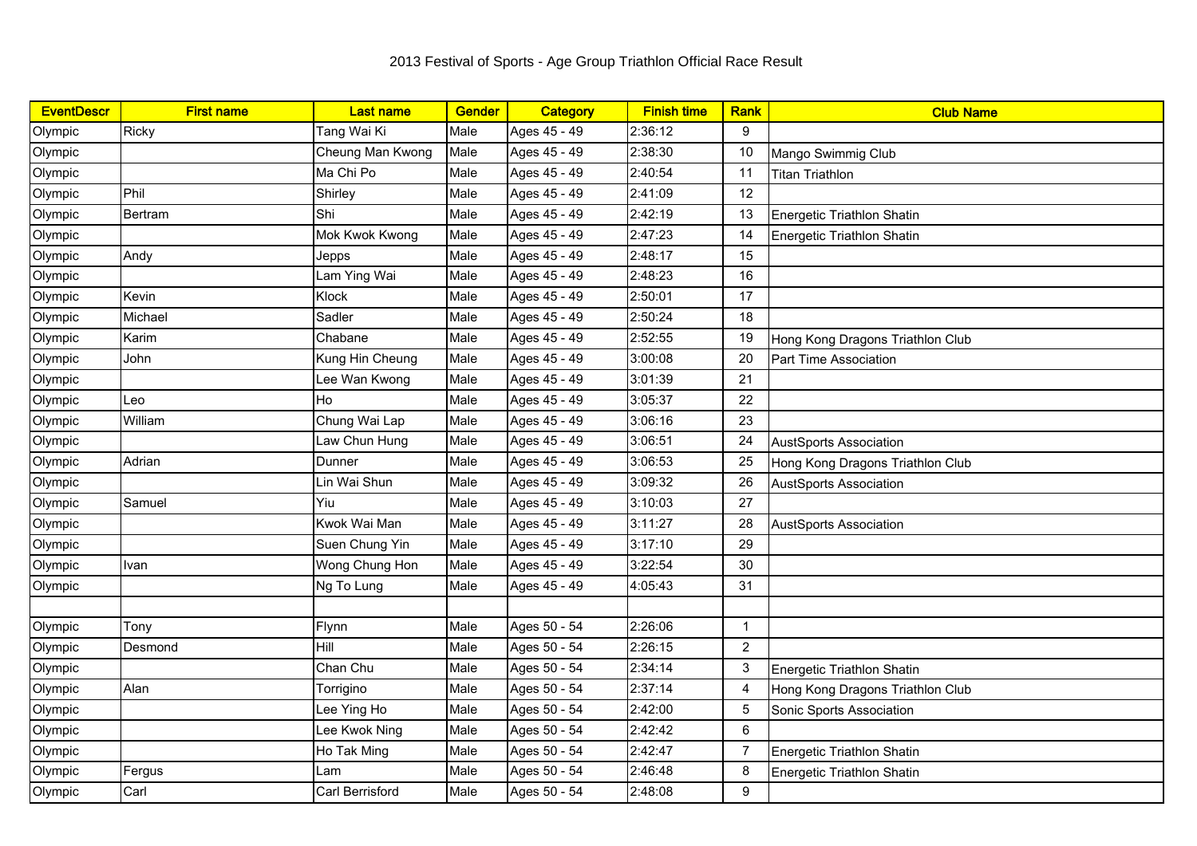# 2013 Festival of Sports - Age Group Triathlon Official Race Result

| EventDescr | First name | Last name | Gender | Category | Finish time | Rank | Club Name |
|---|---|---|---|---|---|---|---|
| Olympic | Ricky | Tang Wai Ki | Male | Ages 45 - 49 | 2:36:12 | 9 | |
| Olympic | | Cheung Man Kwong | Male | Ages 45 - 49 | 2:38:30 | 10 | Mango Swimmig Club |
| Olympic | | Ma Chi Po | Male | Ages 45 - 49 | 2:40:54 | 11 | Titan Triathlon |
| Olympic | Phil | Shirley | Male | Ages 45 - 49 | 2:41:09 | 12 | |
| Olympic | Bertram | Shi | Male | Ages 45 - 49 | 2:42:19 | 13 | Energetic Triathlon Shatin |
| Olympic | | Mok Kwok Kwong | Male | Ages 45 - 49 | 2:47:23 | 14 | Energetic Triathlon Shatin |
| Olympic | Andy | Jepps | Male | Ages 45 - 49 | 2:48:17 | 15 | |
| Olympic | | Lam Ying Wai | Male | Ages 45 - 49 | 2:48:23 | 16 | |
| Olympic | Kevin | Klock | Male | Ages 45 - 49 | 2:50:01 | 17 | |
| Olympic | Michael | Sadler | Male | Ages 45 - 49 | 2:50:24 | 18 | |
| Olympic | Karim | Chabane | Male | Ages 45 - 49 | 2:52:55 | 19 | Hong Kong Dragons Triathlon Club |
| Olympic | John | Kung Hin Cheung | Male | Ages 45 - 49 | 3:00:08 | 20 | Part Time Association |
| Olympic | | Lee Wan Kwong | Male | Ages 45 - 49 | 3:01:39 | 21 | |
| Olympic | Leo | Ho | Male | Ages 45 - 49 | 3:05:37 | 22 | |
| Olympic | William | Chung Wai Lap | Male | Ages 45 - 49 | 3:06:16 | 23 | |
| Olympic | | Law Chun Hung | Male | Ages 45 - 49 | 3:06:51 | 24 | AustSports Association |
| Olympic | Adrian | Dunner | Male | Ages 45 - 49 | 3:06:53 | 25 | Hong Kong Dragons Triathlon Club |
| Olympic | | Lin Wai Shun | Male | Ages 45 - 49 | 3:09:32 | 26 | AustSports Association |
| Olympic | Samuel | Yiu | Male | Ages 45 - 49 | 3:10:03 | 27 | |
| Olympic | | Kwok Wai Man | Male | Ages 45 - 49 | 3:11:27 | 28 | AustSports Association |
| Olympic | | Suen Chung Yin | Male | Ages 45 - 49 | 3:17:10 | 29 | |
| Olympic | Ivan | Wong Chung Hon | Male | Ages 45 - 49 | 3:22:54 | 30 | |
| Olympic | | Ng To Lung | Male | Ages 45 - 49 | 4:05:43 | 31 | |
| | | | | | | | |
| Olympic | Tony | Flynn | Male | Ages 50 - 54 | 2:26:06 | 1 | |
| Olympic | Desmond | Hill | Male | Ages 50 - 54 | 2:26:15 | 2 | |
| Olympic | | Chan Chu | Male | Ages 50 - 54 | 2:34:14 | 3 | Energetic Triathlon Shatin |
| Olympic | Alan | Torrigino | Male | Ages 50 - 54 | 2:37:14 | 4 | Hong Kong Dragons Triathlon Club |
| Olympic | | Lee Ying Ho | Male | Ages 50 - 54 | 2:42:00 | 5 | Sonic Sports Association |
| Olympic | | Lee Kwok Ning | Male | Ages 50 - 54 | 2:42:42 | 6 | |
| Olympic | | Ho Tak Ming | Male | Ages 50 - 54 | 2:42:47 | 7 | Energetic Triathlon Shatin |
| Olympic | Fergus | Lam | Male | Ages 50 - 54 | 2:46:48 | 8 | Energetic Triathlon Shatin |
| Olympic | Carl | Carl Berrisford | Male | Ages 50 - 54 | 2:48:08 | 9 | |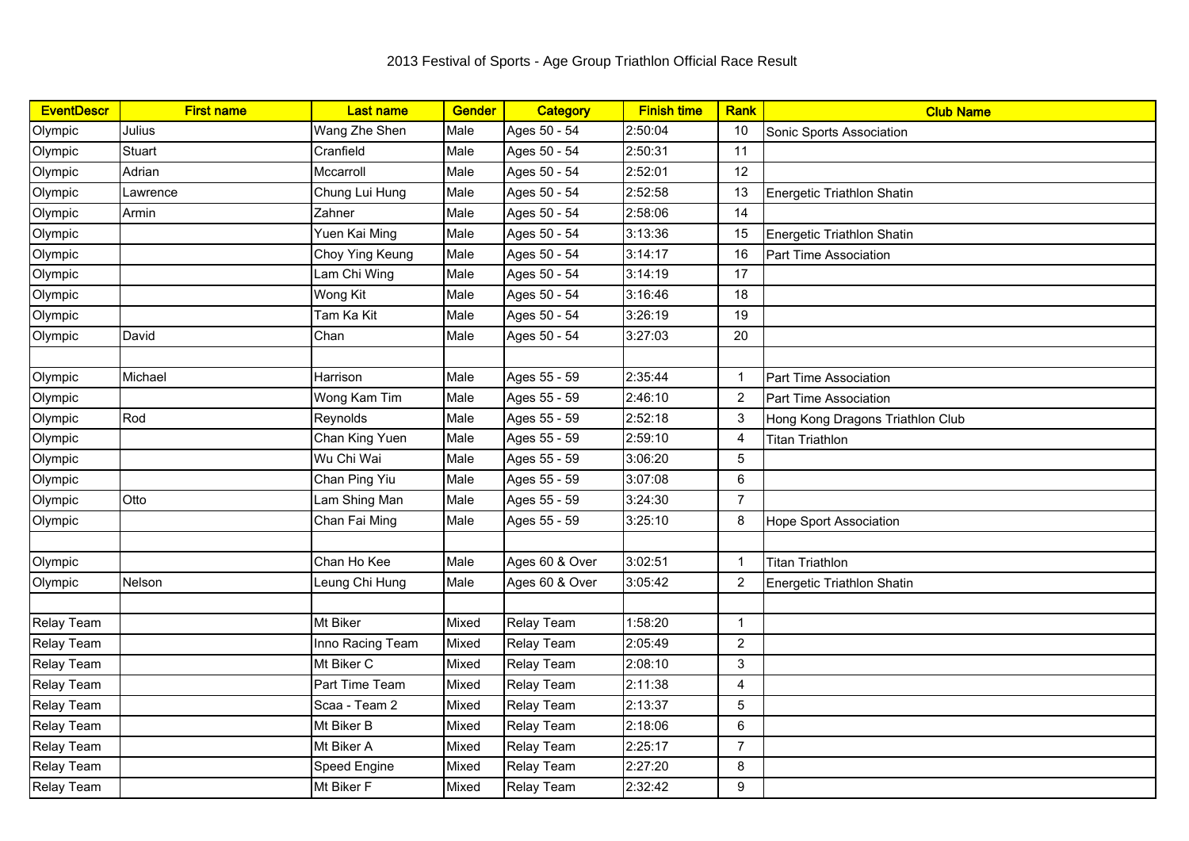2013 Festival of Sports - Age Group Triathlon Official Race Result

| EventDescr | First name | Last name | Gender | Category | Finish time | Rank | Club Name |
|---|---|---|---|---|---|---|---|
| Olympic | Julius | Wang Zhe Shen | Male | Ages 50 - 54 | 2:50:04 | 10 | Sonic Sports Association |
| Olympic | Stuart | Cranfield | Male | Ages 50 - 54 | 2:50:31 | 11 | |
| Olympic | Adrian | Mccarroll | Male | Ages 50 - 54 | 2:52:01 | 12 | |
| Olympic | Lawrence | Chung Lui Hung | Male | Ages 50 - 54 | 2:52:58 | 13 | Energetic Triathlon Shatin |
| Olympic | Armin | Zahner | Male | Ages 50 - 54 | 2:58:06 | 14 | |
| Olympic | | Yuen Kai Ming | Male | Ages 50 - 54 | 3:13:36 | 15 | Energetic Triathlon Shatin |
| Olympic | | Choy Ying Keung | Male | Ages 50 - 54 | 3:14:17 | 16 | Part Time Association |
| Olympic | | Lam Chi Wing | Male | Ages 50 - 54 | 3:14:19 | 17 | |
| Olympic | | Wong Kit | Male | Ages 50 - 54 | 3:16:46 | 18 | |
| Olympic | | Tam Ka Kit | Male | Ages 50 - 54 | 3:26:19 | 19 | |
| Olympic | David | Chan | Male | Ages 50 - 54 | 3:27:03 | 20 | |
| | | | | | | | |
| Olympic | Michael | Harrison | Male | Ages 55 - 59 | 2:35:44 | 1 | Part Time Association |
| Olympic | | Wong Kam Tim | Male | Ages 55 - 59 | 2:46:10 | 2 | Part Time Association |
| Olympic | Rod | Reynolds | Male | Ages 55 - 59 | 2:52:18 | 3 | Hong Kong Dragons Triathlon Club |
| Olympic | | Chan King Yuen | Male | Ages 55 - 59 | 2:59:10 | 4 | Titan Triathlon |
| Olympic | | Wu Chi Wai | Male | Ages 55 - 59 | 3:06:20 | 5 | |
| Olympic | | Chan Ping Yiu | Male | Ages 55 - 59 | 3:07:08 | 6 | |
| Olympic | Otto | Lam Shing Man | Male | Ages 55 - 59 | 3:24:30 | 7 | |
| Olympic | | Chan Fai Ming | Male | Ages 55 - 59 | 3:25:10 | 8 | Hope Sport Association |
| | | | | | | | |
| Olympic | | Chan Ho Kee | Male | Ages 60 & Over | 3:02:51 | 1 | Titan Triathlon |
| Olympic | Nelson | Leung Chi Hung | Male | Ages 60 & Over | 3:05:42 | 2 | Energetic Triathlon Shatin |
| | | | | | | | |
| Relay Team | | Mt Biker | Mixed | Relay Team | 1:58:20 | 1 | |
| Relay Team | | Inno Racing Team | Mixed | Relay Team | 2:05:49 | 2 | |
| Relay Team | | Mt Biker C | Mixed | Relay Team | 2:08:10 | 3 | |
| Relay Team | | Part Time Team | Mixed | Relay Team | 2:11:38 | 4 | |
| Relay Team | | Scaa - Team 2 | Mixed | Relay Team | 2:13:37 | 5 | |
| Relay Team | | Mt Biker B | Mixed | Relay Team | 2:18:06 | 6 | |
| Relay Team | | Mt Biker A | Mixed | Relay Team | 2:25:17 | 7 | |
| Relay Team | | Speed Engine | Mixed | Relay Team | 2:27:20 | 8 | |
| Relay Team | | Mt Biker F | Mixed | Relay Team | 2:32:42 | 9 | |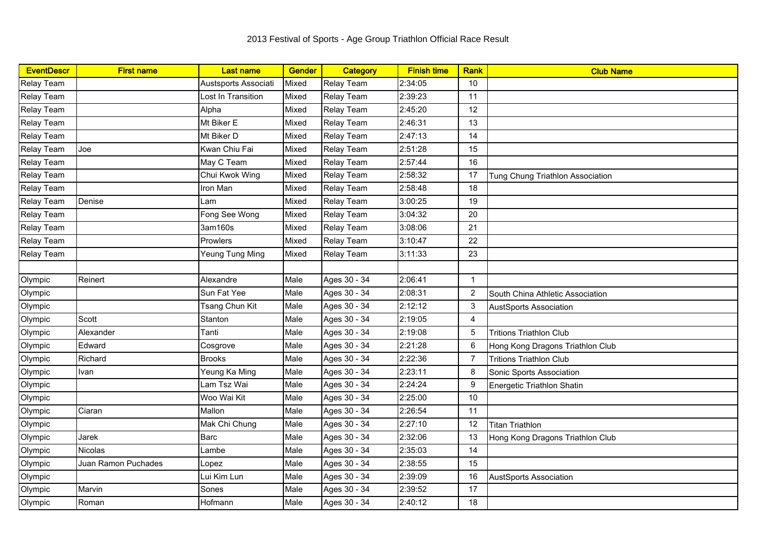# 2013 Festival of Sports - Age Group Triathlon Official Race Result

| EventDescr | First name | Last name | Gender | Category | Finish time | Rank | Club Name |
|---|---|---|---|---|---|---|---|
| Relay Team | | Austsports Associati | Mixed | Relay Team | 2:34:05 | 10 | |
| Relay Team | | Lost In Transition | Mixed | Relay Team | 2:39:23 | 11 | |
| Relay Team | | Alpha | Mixed | Relay Team | 2:45:20 | 12 | |
| Relay Team | | Mt Biker E | Mixed | Relay Team | 2:46:31 | 13 | |
| Relay Team | | Mt Biker D | Mixed | Relay Team | 2:47:13 | 14 | |
| Relay Team | Joe | Kwan Chiu Fai | Mixed | Relay Team | 2:51:28 | 15 | |
| Relay Team | | May C Team | Mixed | Relay Team | 2:57:44 | 16 | |
| Relay Team | | Chui Kwok Wing | Mixed | Relay Team | 2:58:32 | 17 | Tung Chung Triathlon Association |
| Relay Team | | Iron Man | Mixed | Relay Team | 2:58:48 | 18 | |
| Relay Team | Denise | Lam | Mixed | Relay Team | 3:00:25 | 19 | |
| Relay Team | | Fong See Wong | Mixed | Relay Team | 3:04:32 | 20 | |
| Relay Team | | 3am160s | Mixed | Relay Team | 3:08:06 | 21 | |
| Relay Team | | Prowlers | Mixed | Relay Team | 3:10:47 | 22 | |
| Relay Team | | Yeung Tung Ming | Mixed | Relay Team | 3:11:33 | 23 | |
| | | | | | | | |
| Olympic | Reinert | Alexandre | Male | Ages 30 - 34 | 2:06:41 | 1 | |
| Olympic | | Sun Fat Yee | Male | Ages 30 - 34 | 2:08:31 | 2 | South China Athletic Association |
| Olympic | | Tsang Chun Kit | Male | Ages 30 - 34 | 2:12:12 | 3 | AustSports Association |
| Olympic | Scott | Stanton | Male | Ages 30 - 34 | 2:19:05 | 4 | |
| Olympic | Alexander | Tanti | Male | Ages 30 - 34 | 2:19:08 | 5 | Tritions Triathlon Club |
| Olympic | Edward | Cosgrove | Male | Ages 30 - 34 | 2:21:28 | 6 | Hong Kong Dragons Triathlon Club |
| Olympic | Richard | Brooks | Male | Ages 30 - 34 | 2:22:36 | 7 | Tritions Triathlon Club |
| Olympic | Ivan | Yeung Ka Ming | Male | Ages 30 - 34 | 2:23:11 | 8 | Sonic Sports Association |
| Olympic | | Lam Tsz Wai | Male | Ages 30 - 34 | 2:24:24 | 9 | Energetic Triathlon Shatin |
| Olympic | | Woo Wai Kit | Male | Ages 30 - 34 | 2:25:00 | 10 | |
| Olympic | Ciaran | Mallon | Male | Ages 30 - 34 | 2:26:54 | 11 | |
| Olympic | | Mak Chi Chung | Male | Ages 30 - 34 | 2:27:10 | 12 | Titan Triathlon |
| Olympic | Jarek | Barc | Male | Ages 30 - 34 | 2:32:06 | 13 | Hong Kong Dragons Triathlon Club |
| Olympic | Nicolas | Lambe | Male | Ages 30 - 34 | 2:35:03 | 14 | |
| Olympic | Juan Ramon Puchades | Lopez | Male | Ages 30 - 34 | 2:38:55 | 15 | |
| Olympic | | Lui Kim Lun | Male | Ages 30 - 34 | 2:39:09 | 16 | AustSports Association |
| Olympic | Marvin | Sones | Male | Ages 30 - 34 | 2:39:52 | 17 | |
| Olympic | Roman | Hofmann | Male | Ages 30 - 34 | 2:40:12 | 18 | |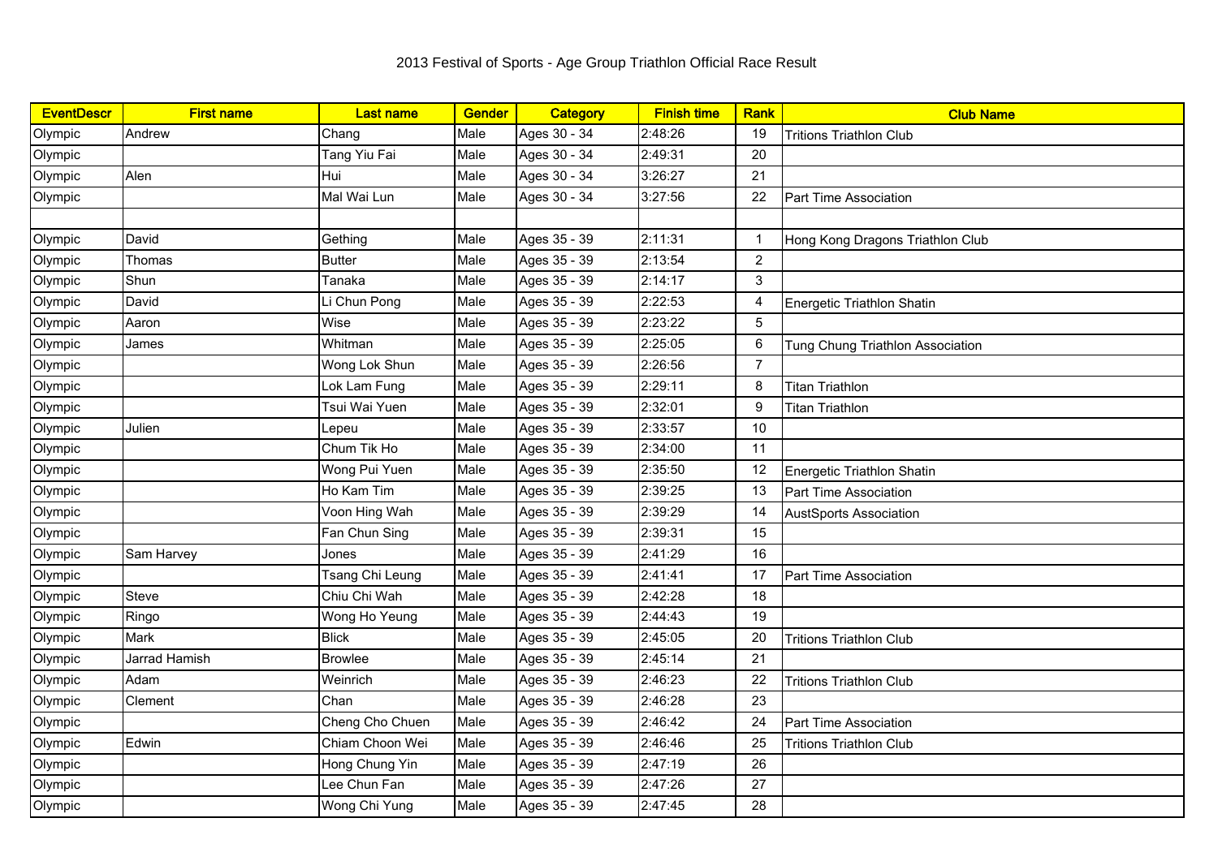# 2013 Festival of Sports - Age Group Triathlon Official Race Result

| EventDescr | First name | Last name | Gender | Category | Finish time | Rank | Club Name |
|---|---|---|---|---|---|---|---|
| Olympic | Andrew | Chang | Male | Ages 30 - 34 | 2:48:26 | 19 | Tritions Triathlon Club |
| Olympic | | Tang Yiu Fai | Male | Ages 30 - 34 | 2:49:31 | 20 | |
| Olympic | Alen | Hui | Male | Ages 30 - 34 | 3:26:27 | 21 | |
| Olympic | | Mal Wai Lun | Male | Ages 30 - 34 | 3:27:56 | 22 | Part Time Association |
| | | | | | | | |
| Olympic | David | Gething | Male | Ages 35 - 39 | 2:11:31 | 1 | Hong Kong Dragons Triathlon Club |
| Olympic | Thomas | Butter | Male | Ages 35 - 39 | 2:13:54 | 2 | |
| Olympic | Shun | Tanaka | Male | Ages 35 - 39 | 2:14:17 | 3 | |
| Olympic | David | Li Chun Pong | Male | Ages 35 - 39 | 2:22:53 | 4 | Energetic Triathlon Shatin |
| Olympic | Aaron | Wise | Male | Ages 35 - 39 | 2:23:22 | 5 | |
| Olympic | James | Whitman | Male | Ages 35 - 39 | 2:25:05 | 6 | Tung Chung Triathlon Association |
| Olympic | | Wong Lok Shun | Male | Ages 35 - 39 | 2:26:56 | 7 | |
| Olympic | | Lok Lam Fung | Male | Ages 35 - 39 | 2:29:11 | 8 | Titan Triathlon |
| Olympic | | Tsui Wai Yuen | Male | Ages 35 - 39 | 2:32:01 | 9 | Titan Triathlon |
| Olympic | Julien | Lepeu | Male | Ages 35 - 39 | 2:33:57 | 10 | |
| Olympic | | Chum Tik Ho | Male | Ages 35 - 39 | 2:34:00 | 11 | |
| Olympic | | Wong Pui Yuen | Male | Ages 35 - 39 | 2:35:50 | 12 | Energetic Triathlon Shatin |
| Olympic | | Ho Kam Tim | Male | Ages 35 - 39 | 2:39:25 | 13 | Part Time Association |
| Olympic | | Voon Hing Wah | Male | Ages 35 - 39 | 2:39:29 | 14 | AustSports Association |
| Olympic | | Fan Chun Sing | Male | Ages 35 - 39 | 2:39:31 | 15 | |
| Olympic | Sam Harvey | Jones | Male | Ages 35 - 39 | 2:41:29 | 16 | |
| Olympic | | Tsang Chi Leung | Male | Ages 35 - 39 | 2:41:41 | 17 | Part Time Association |
| Olympic | Steve | Chiu Chi Wah | Male | Ages 35 - 39 | 2:42:28 | 18 | |
| Olympic | Ringo | Wong Ho Yeung | Male | Ages 35 - 39 | 2:44:43 | 19 | |
| Olympic | Mark | Blick | Male | Ages 35 - 39 | 2:45:05 | 20 | Tritions Triathlon Club |
| Olympic | Jarrad Hamish | Browlee | Male | Ages 35 - 39 | 2:45:14 | 21 | |
| Olympic | Adam | Weinrich | Male | Ages 35 - 39 | 2:46:23 | 22 | Tritions Triathlon Club |
| Olympic | Clement | Chan | Male | Ages 35 - 39 | 2:46:28 | 23 | |
| Olympic | | Cheng Cho Chuen | Male | Ages 35 - 39 | 2:46:42 | 24 | Part Time Association |
| Olympic | Edwin | Chiam Choon Wei | Male | Ages 35 - 39 | 2:46:46 | 25 | Tritions Triathlon Club |
| Olympic | | Hong Chung Yin | Male | Ages 35 - 39 | 2:47:19 | 26 | |
| Olympic | | Lee Chun Fan | Male | Ages 35 - 39 | 2:47:26 | 27 | |
| Olympic | | Wong Chi Yung | Male | Ages 35 - 39 | 2:47:45 | 28 | |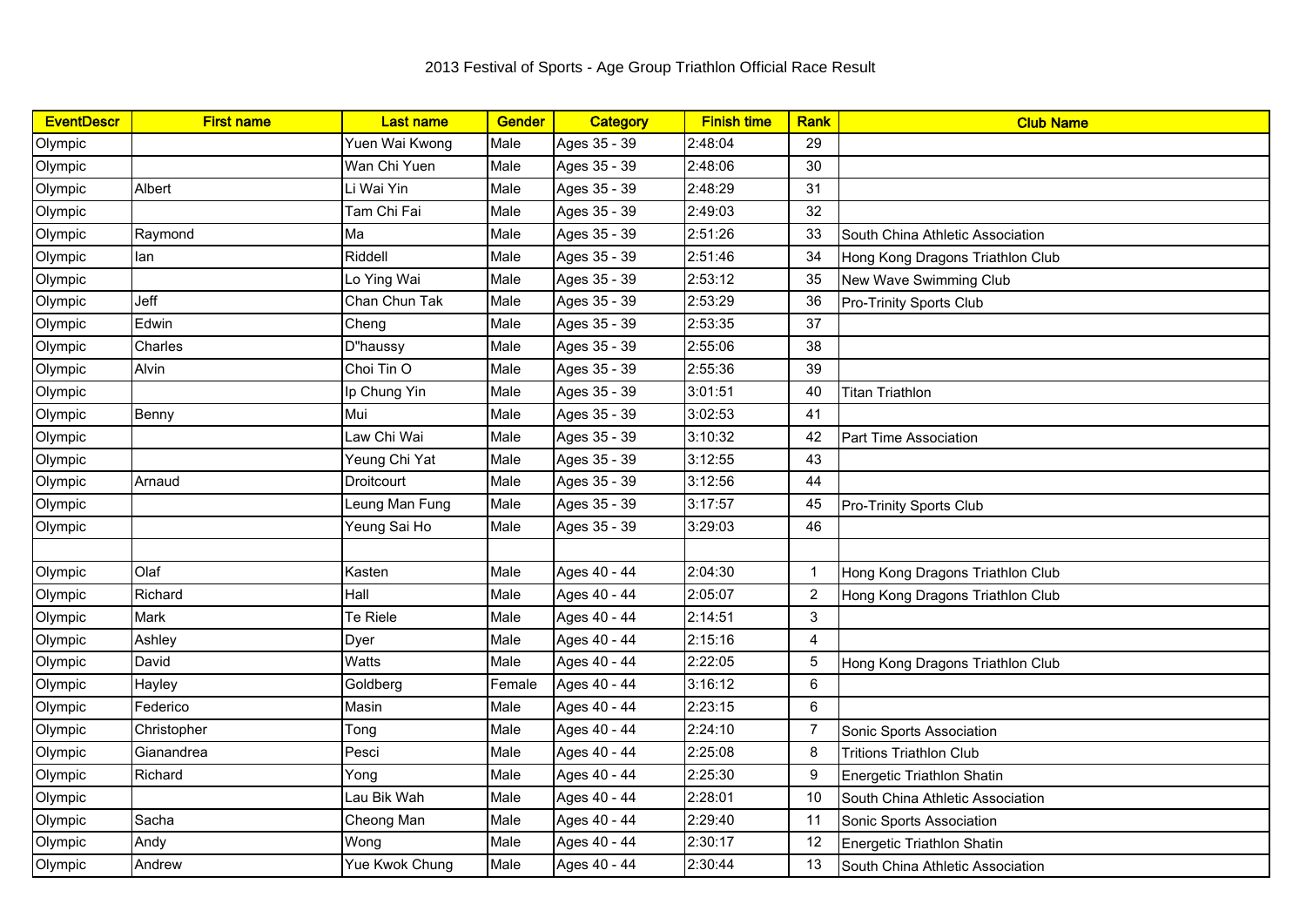# 2013 Festival of Sports - Age Group Triathlon Official Race Result

| EventDescr | First name | Last name | Gender | Category | Finish time | Rank | Club Name |
|---|---|---|---|---|---|---|---|
| Olympic | | Yuen Wai Kwong | Male | Ages 35 - 39 | 2:48:04 | 29 | |
| Olympic | | Wan Chi Yuen | Male | Ages 35 - 39 | 2:48:06 | 30 | |
| Olympic | Albert | Li Wai Yin | Male | Ages 35 - 39 | 2:48:29 | 31 | |
| Olympic | | Tam Chi Fai | Male | Ages 35 - 39 | 2:49:03 | 32 | |
| Olympic | Raymond | Ma | Male | Ages 35 - 39 | 2:51:26 | 33 | South China Athletic Association |
| Olympic | Ian | Riddell | Male | Ages 35 - 39 | 2:51:46 | 34 | Hong Kong Dragons Triathlon Club |
| Olympic | | Lo Ying Wai | Male | Ages 35 - 39 | 2:53:12 | 35 | New Wave Swimming Club |
| Olympic | Jeff | Chan Chun Tak | Male | Ages 35 - 39 | 2:53:29 | 36 | Pro-Trinity Sports Club |
| Olympic | Edwin | Cheng | Male | Ages 35 - 39 | 2:53:35 | 37 | |
| Olympic | Charles | D"haussy | Male | Ages 35 - 39 | 2:55:06 | 38 | |
| Olympic | Alvin | Choi Tin O | Male | Ages 35 - 39 | 2:55:36 | 39 | |
| Olympic | | Ip Chung Yin | Male | Ages 35 - 39 | 3:01:51 | 40 | Titan Triathlon |
| Olympic | Benny | Mui | Male | Ages 35 - 39 | 3:02:53 | 41 | |
| Olympic | | Law Chi Wai | Male | Ages 35 - 39 | 3:10:32 | 42 | Part Time Association |
| Olympic | | Yeung Chi Yat | Male | Ages 35 - 39 | 3:12:55 | 43 | |
| Olympic | Arnaud | Droitcourt | Male | Ages 35 - 39 | 3:12:56 | 44 | |
| Olympic | | Leung Man Fung | Male | Ages 35 - 39 | 3:17:57 | 45 | Pro-Trinity Sports Club |
| Olympic | | Yeung Sai Ho | Male | Ages 35 - 39 | 3:29:03 | 46 | |
| | | | | | | | |
| Olympic | Olaf | Kasten | Male | Ages 40 - 44 | 2:04:30 | 1 | Hong Kong Dragons Triathlon Club |
| Olympic | Richard | Hall | Male | Ages 40 - 44 | 2:05:07 | 2 | Hong Kong Dragons Triathlon Club |
| Olympic | Mark | Te Riele | Male | Ages 40 - 44 | 2:14:51 | 3 | |
| Olympic | Ashley | Dyer | Male | Ages 40 - 44 | 2:15:16 | 4 | |
| Olympic | David | Watts | Male | Ages 40 - 44 | 2:22:05 | 5 | Hong Kong Dragons Triathlon Club |
| Olympic | Hayley | Goldberg | Female | Ages 40 - 44 | 3:16:12 | 6 | |
| Olympic | Federico | Masin | Male | Ages 40 - 44 | 2:23:15 | 6 | |
| Olympic | Christopher | Tong | Male | Ages 40 - 44 | 2:24:10 | 7 | Sonic Sports Association |
| Olympic | Gianandrea | Pesci | Male | Ages 40 - 44 | 2:25:08 | 8 | Tritions Triathlon Club |
| Olympic | Richard | Yong | Male | Ages 40 - 44 | 2:25:30 | 9 | Energetic Triathlon Shatin |
| Olympic | | Lau Bik Wah | Male | Ages 40 - 44 | 2:28:01 | 10 | South China Athletic Association |
| Olympic | Sacha | Cheong Man | Male | Ages 40 - 44 | 2:29:40 | 11 | Sonic Sports Association |
| Olympic | Andy | Wong | Male | Ages 40 - 44 | 2:30:17 | 12 | Energetic Triathlon Shatin |
| Olympic | Andrew | Yue Kwok Chung | Male | Ages 40 - 44 | 2:30:44 | 13 | South China Athletic Association |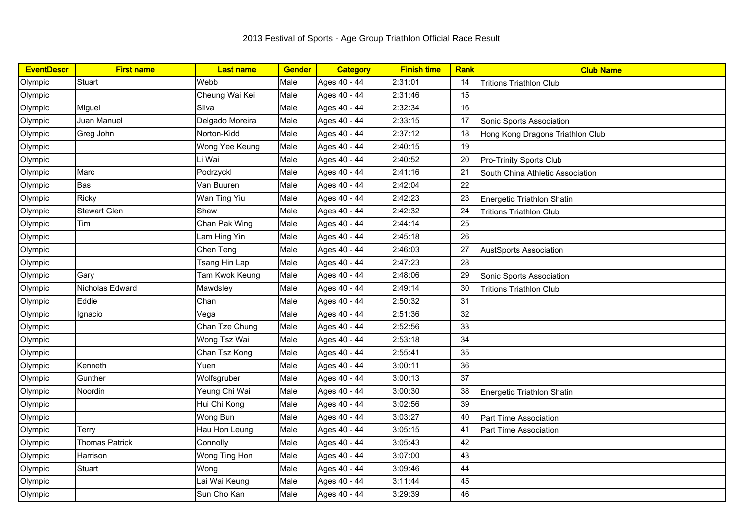2013 Festival of Sports - Age Group Triathlon Official Race Result

| EventDescr | First name | Last name | Gender | Category | Finish time | Rank | Club Name |
|---|---|---|---|---|---|---|---|
| Olympic | Stuart | Webb | Male | Ages 40 - 44 | 2:31:01 | 14 | Tritions Triathlon Club |
| Olympic | | Cheung Wai Kei | Male | Ages 40 - 44 | 2:31:46 | 15 | |
| Olympic | Miguel | Silva | Male | Ages 40 - 44 | 2:32:34 | 16 | |
| Olympic | Juan Manuel | Delgado Moreira | Male | Ages 40 - 44 | 2:33:15 | 17 | Sonic Sports Association |
| Olympic | Greg John | Norton-Kidd | Male | Ages 40 - 44 | 2:37:12 | 18 | Hong Kong Dragons Triathlon Club |
| Olympic | | Wong Yee Keung | Male | Ages 40 - 44 | 2:40:15 | 19 | |
| Olympic | | Li Wai | Male | Ages 40 - 44 | 2:40:52 | 20 | Pro-Trinity Sports Club |
| Olympic | Marc | Podrzyckl | Male | Ages 40 - 44 | 2:41:16 | 21 | South China Athletic Association |
| Olympic | Bas | Van Buuren | Male | Ages 40 - 44 | 2:42:04 | 22 | |
| Olympic | Ricky | Wan Ting Yiu | Male | Ages 40 - 44 | 2:42:23 | 23 | Energetic Triathlon Shatin |
| Olympic | Stewart Glen | Shaw | Male | Ages 40 - 44 | 2:42:32 | 24 | Tritions Triathlon Club |
| Olympic | Tim | Chan Pak Wing | Male | Ages 40 - 44 | 2:44:14 | 25 | |
| Olympic | | Lam Hing Yin | Male | Ages 40 - 44 | 2:45:18 | 26 | |
| Olympic | | Chen Teng | Male | Ages 40 - 44 | 2:46:03 | 27 | AustSports Association |
| Olympic | | Tsang Hin Lap | Male | Ages 40 - 44 | 2:47:23 | 28 | |
| Olympic | Gary | Tam Kwok Keung | Male | Ages 40 - 44 | 2:48:06 | 29 | Sonic Sports Association |
| Olympic | Nicholas Edward | Mawdsley | Male | Ages 40 - 44 | 2:49:14 | 30 | Tritions Triathlon Club |
| Olympic | Eddie | Chan | Male | Ages 40 - 44 | 2:50:32 | 31 | |
| Olympic | Ignacio | Vega | Male | Ages 40 - 44 | 2:51:36 | 32 | |
| Olympic | | Chan Tze Chung | Male | Ages 40 - 44 | 2:52:56 | 33 | |
| Olympic | | Wong Tsz Wai | Male | Ages 40 - 44 | 2:53:18 | 34 | |
| Olympic | | Chan Tsz Kong | Male | Ages 40 - 44 | 2:55:41 | 35 | |
| Olympic | Kenneth | Yuen | Male | Ages 40 - 44 | 3:00:11 | 36 | |
| Olympic | Gunther | Wolfsgruber | Male | Ages 40 - 44 | 3:00:13 | 37 | |
| Olympic | Noordin | Yeung Chi Wai | Male | Ages 40 - 44 | 3:00:30 | 38 | Energetic Triathlon Shatin |
| Olympic | | Hui Chi Kong | Male | Ages 40 - 44 | 3:02:56 | 39 | |
| Olympic | | Wong Bun | Male | Ages 40 - 44 | 3:03:27 | 40 | Part Time Association |
| Olympic | Terry | Hau Hon Leung | Male | Ages 40 - 44 | 3:05:15 | 41 | Part Time Association |
| Olympic | Thomas Patrick | Connolly | Male | Ages 40 - 44 | 3:05:43 | 42 | |
| Olympic | Harrison | Wong Ting Hon | Male | Ages 40 - 44 | 3:07:00 | 43 | |
| Olympic | Stuart | Wong | Male | Ages 40 - 44 | 3:09:46 | 44 | |
| Olympic | | Lai Wai Keung | Male | Ages 40 - 44 | 3:11:44 | 45 | |
| Olympic | | Sun Cho Kan | Male | Ages 40 - 44 | 3:29:39 | 46 | |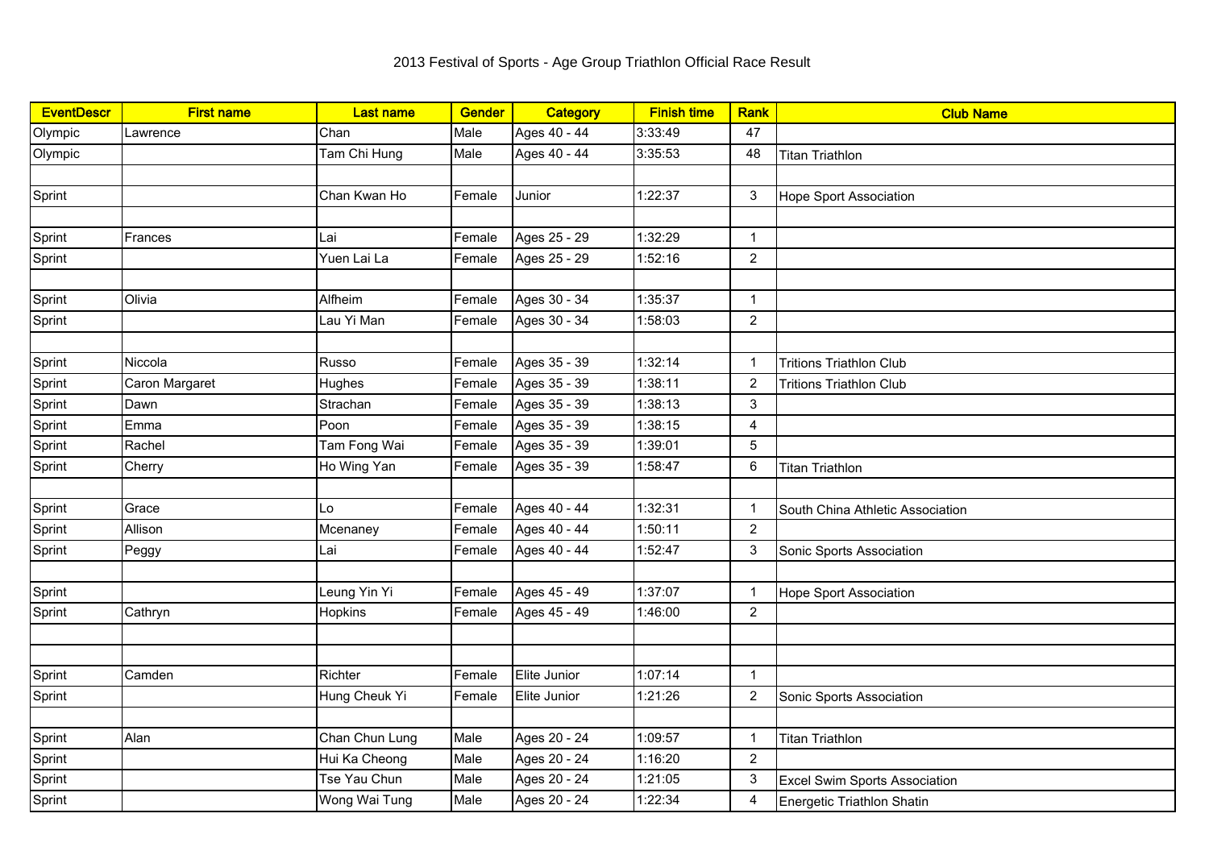# 2013 Festival of Sports - Age Group Triathlon Official Race Result

| EventDescr | First name | Last name | Gender | Category | Finish time | Rank | Club Name |
|---|---|---|---|---|---|---|---|
| Olympic | Lawrence | Chan | Male | Ages 40 - 44 | 3:33:49 | 47 | |
| Olympic | | Tam Chi Hung | Male | Ages 40 - 44 | 3:35:53 | 48 | Titan Triathlon |
| | | | | | | | |
| Sprint | | Chan Kwan Ho | Female | Junior | 1:22:37 | 3 | Hope Sport Association |
| | | | | | | | |
| Sprint | Frances | Lai | Female | Ages 25 - 29 | 1:32:29 | 1 | |
| Sprint | | Yuen Lai La | Female | Ages 25 - 29 | 1:52:16 | 2 | |
| | | | | | | | |
| Sprint | Olivia | Alfheim | Female | Ages 30 - 34 | 1:35:37 | 1 | |
| Sprint | | Lau Yi Man | Female | Ages 30 - 34 | 1:58:03 | 2 | |
| | | | | | | | |
| Sprint | Niccola | Russo | Female | Ages 35 - 39 | 1:32:14 | 1 | Tritions Triathlon Club |
| Sprint | Caron Margaret | Hughes | Female | Ages 35 - 39 | 1:38:11 | 2 | Tritions Triathlon Club |
| Sprint | Dawn | Strachan | Female | Ages 35 - 39 | 1:38:13 | 3 | |
| Sprint | Emma | Poon | Female | Ages 35 - 39 | 1:38:15 | 4 | |
| Sprint | Rachel | Tam Fong Wai | Female | Ages 35 - 39 | 1:39:01 | 5 | |
| Sprint | Cherry | Ho Wing Yan | Female | Ages 35 - 39 | 1:58:47 | 6 | Titan Triathlon |
| | | | | | | | |
| Sprint | Grace | Lo | Female | Ages 40 - 44 | 1:32:31 | 1 | South China Athletic Association |
| Sprint | Allison | Mcenaney | Female | Ages 40 - 44 | 1:50:11 | 2 | |
| Sprint | Peggy | Lai | Female | Ages 40 - 44 | 1:52:47 | 3 | Sonic Sports Association |
| | | | | | | | |
| Sprint | | Leung Yin Yi | Female | Ages 45 - 49 | 1:37:07 | 1 | Hope Sport Association |
| Sprint | Cathryn | Hopkins | Female | Ages 45 - 49 | 1:46:00 | 2 | |
| | | | | | | | |
| | | | | | | | |
| Sprint | Camden | Richter | Female | Elite Junior | 1:07:14 | 1 | |
| Sprint | | Hung Cheuk Yi | Female | Elite Junior | 1:21:26 | 2 | Sonic Sports Association |
| | | | | | | | |
| Sprint | Alan | Chan Chun Lung | Male | Ages 20 - 24 | 1:09:57 | 1 | Titan Triathlon |
| Sprint | | Hui Ka Cheong | Male | Ages 20 - 24 | 1:16:20 | 2 | |
| Sprint | | Tse Yau Chun | Male | Ages 20 - 24 | 1:21:05 | 3 | Excel Swim Sports Association |
| Sprint | | Wong Wai Tung | Male | Ages 20 - 24 | 1:22:34 | 4 | Energetic Triathlon Shatin |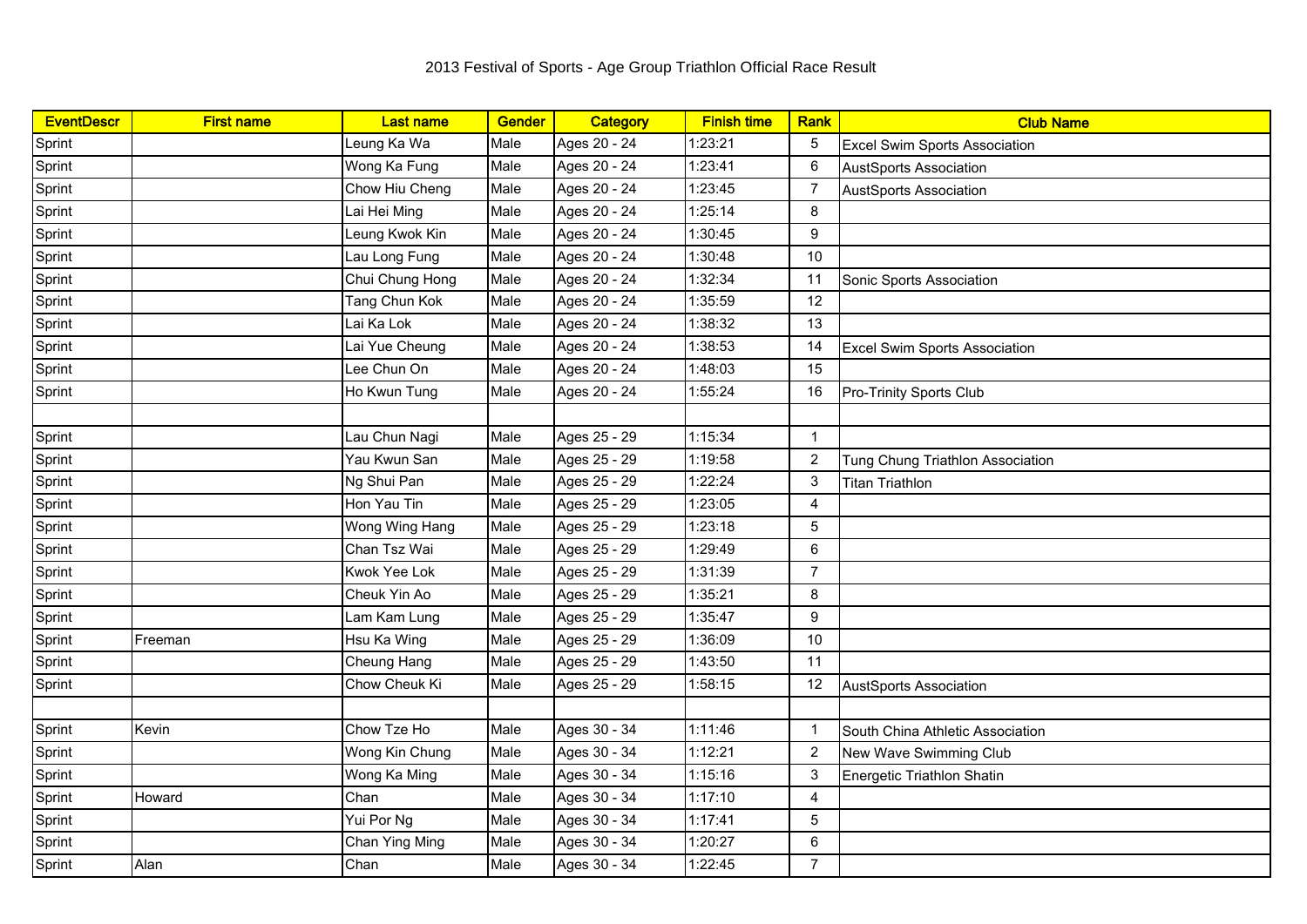# 2013 Festival of Sports - Age Group Triathlon Official Race Result

| EventDescr | First name | Last name | Gender | Category | Finish time | Rank | Club Name |
|---|---|---|---|---|---|---|---|
| Sprint | | Leung Ka Wa | Male | Ages 20 - 24 | 1:23:21 | 5 | Excel Swim Sports Association |
| Sprint | | Wong Ka Fung | Male | Ages 20 - 24 | 1:23:41 | 6 | AustSports Association |
| Sprint | | Chow Hiu Cheng | Male | Ages 20 - 24 | 1:23:45 | 7 | AustSports Association |
| Sprint | | Lai Hei Ming | Male | Ages 20 - 24 | 1:25:14 | 8 | |
| Sprint | | Leung Kwok Kin | Male | Ages 20 - 24 | 1:30:45 | 9 | |
| Sprint | | Lau Long Fung | Male | Ages 20 - 24 | 1:30:48 | 10 | |
| Sprint | | Chui Chung Hong | Male | Ages 20 - 24 | 1:32:34 | 11 | Sonic Sports Association |
| Sprint | | Tang Chun Kok | Male | Ages 20 - 24 | 1:35:59 | 12 | |
| Sprint | | Lai Ka Lok | Male | Ages 20 - 24 | 1:38:32 | 13 | |
| Sprint | | Lai Yue Cheung | Male | Ages 20 - 24 | 1:38:53 | 14 | Excel Swim Sports Association |
| Sprint | | Lee Chun On | Male | Ages 20 - 24 | 1:48:03 | 15 | |
| Sprint | | Ho Kwun Tung | Male | Ages 20 - 24 | 1:55:24 | 16 | Pro-Trinity Sports Club |
| | | | | | | | |
| Sprint | | Lau Chun Nagi | Male | Ages 25 - 29 | 1:15:34 | 1 | |
| Sprint | | Yau Kwun San | Male | Ages 25 - 29 | 1:19:58 | 2 | Tung Chung Triathlon Association |
| Sprint | | Ng Shui Pan | Male | Ages 25 - 29 | 1:22:24 | 3 | Titan Triathlon |
| Sprint | | Hon Yau Tin | Male | Ages 25 - 29 | 1:23:05 | 4 | |
| Sprint | | Wong Wing Hang | Male | Ages 25 - 29 | 1:23:18 | 5 | |
| Sprint | | Chan Tsz Wai | Male | Ages 25 - 29 | 1:29:49 | 6 | |
| Sprint | | Kwok Yee Lok | Male | Ages 25 - 29 | 1:31:39 | 7 | |
| Sprint | | Cheuk Yin Ao | Male | Ages 25 - 29 | 1:35:21 | 8 | |
| Sprint | | Lam Kam Lung | Male | Ages 25 - 29 | 1:35:47 | 9 | |
| Sprint | Freeman | Hsu Ka Wing | Male | Ages 25 - 29 | 1:36:09 | 10 | |
| Sprint | | Cheung Hang | Male | Ages 25 - 29 | 1:43:50 | 11 | |
| Sprint | | Chow Cheuk Ki | Male | Ages 25 - 29 | 1:58:15 | 12 | AustSports Association |
| | | | | | | | |
| Sprint | Kevin | Chow Tze Ho | Male | Ages 30 - 34 | 1:11:46 | 1 | South China Athletic Association |
| Sprint | | Wong Kin Chung | Male | Ages 30 - 34 | 1:12:21 | 2 | New Wave Swimming Club |
| Sprint | | Wong Ka Ming | Male | Ages 30 - 34 | 1:15:16 | 3 | Energetic Triathlon Shatin |
| Sprint | Howard | Chan | Male | Ages 30 - 34 | 1:17:10 | 4 | |
| Sprint | | Yui Por Ng | Male | Ages 30 - 34 | 1:17:41 | 5 | |
| Sprint | | Chan Ying Ming | Male | Ages 30 - 34 | 1:20:27 | 6 | |
| Sprint | Alan | Chan | Male | Ages 30 - 34 | 1:22:45 | 7 | |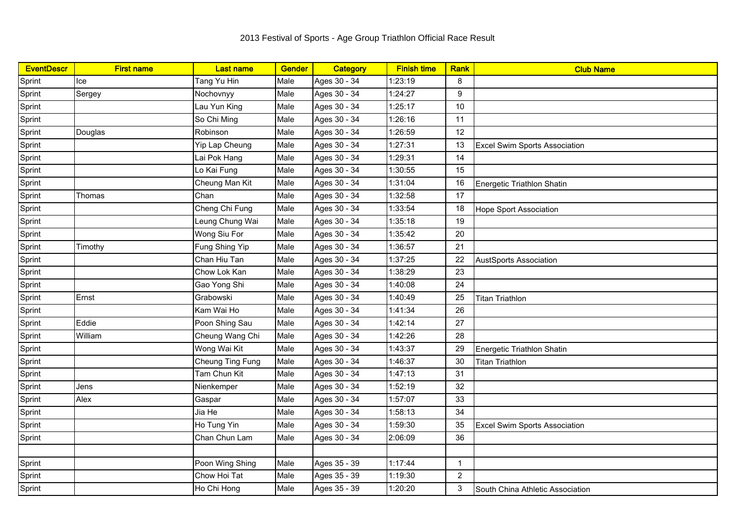# 2013 Festival of Sports - Age Group Triathlon Official Race Result

| EventDescr | First name | Last name | Gender | Category | Finish time | Rank | Club Name |
|---|---|---|---|---|---|---|---|
| Sprint | Ice | Tang Yu Hin | Male | Ages 30 - 34 | 1:23:19 | 8 | |
| Sprint | Sergey | Nochovnyy | Male | Ages 30 - 34 | 1:24:27 | 9 | |
| Sprint | | Lau Yun King | Male | Ages 30 - 34 | 1:25:17 | 10 | |
| Sprint | | So Chi Ming | Male | Ages 30 - 34 | 1:26:16 | 11 | |
| Sprint | Douglas | Robinson | Male | Ages 30 - 34 | 1:26:59 | 12 | |
| Sprint | | Yip Lap Cheung | Male | Ages 30 - 34 | 1:27:31 | 13 | Excel Swim Sports Association |
| Sprint | | Lai Pok Hang | Male | Ages 30 - 34 | 1:29:31 | 14 | |
| Sprint | | Lo Kai Fung | Male | Ages 30 - 34 | 1:30:55 | 15 | |
| Sprint | | Cheung Man Kit | Male | Ages 30 - 34 | 1:31:04 | 16 | Energetic Triathlon Shatin |
| Sprint | Thomas | Chan | Male | Ages 30 - 34 | 1:32:58 | 17 | |
| Sprint | | Cheng Chi Fung | Male | Ages 30 - 34 | 1:33:54 | 18 | Hope Sport Association |
| Sprint | | Leung Chung Wai | Male | Ages 30 - 34 | 1:35:18 | 19 | |
| Sprint | | Wong Siu For | Male | Ages 30 - 34 | 1:35:42 | 20 | |
| Sprint | Timothy | Fung Shing Yip | Male | Ages 30 - 34 | 1:36:57 | 21 | |
| Sprint | | Chan Hiu Tan | Male | Ages 30 - 34 | 1:37:25 | 22 | AustSports Association |
| Sprint | | Chow Lok Kan | Male | Ages 30 - 34 | 1:38:29 | 23 | |
| Sprint | | Gao Yong Shi | Male | Ages 30 - 34 | 1:40:08 | 24 | |
| Sprint | Ernst | Grabowski | Male | Ages 30 - 34 | 1:40:49 | 25 | Titan Triathlon |
| Sprint | | Kam Wai Ho | Male | Ages 30 - 34 | 1:41:34 | 26 | |
| Sprint | Eddie | Poon Shing Sau | Male | Ages 30 - 34 | 1:42:14 | 27 | |
| Sprint | William | Cheung Wang Chi | Male | Ages 30 - 34 | 1:42:26 | 28 | |
| Sprint | | Wong Wai Kit | Male | Ages 30 - 34 | 1:43:37 | 29 | Energetic Triathlon Shatin |
| Sprint | | Cheung Ting Fung | Male | Ages 30 - 34 | 1:46:37 | 30 | Titan Triathlon |
| Sprint | | Tam Chun Kit | Male | Ages 30 - 34 | 1:47:13 | 31 | |
| Sprint | Jens | Nienkemper | Male | Ages 30 - 34 | 1:52:19 | 32 | |
| Sprint | Alex | Gaspar | Male | Ages 30 - 34 | 1:57:07 | 33 | |
| Sprint | | Jia He | Male | Ages 30 - 34 | 1:58:13 | 34 | |
| Sprint | | Ho Tung Yin | Male | Ages 30 - 34 | 1:59:30 | 35 | Excel Swim Sports Association |
| Sprint | | Chan Chun Lam | Male | Ages 30 - 34 | 2:06:09 | 36 | |
| | | | | | | | |
| Sprint | | Poon Wing Shing | Male | Ages 35 - 39 | 1:17:44 | 1 | |
| Sprint | | Chow Hoi Tat | Male | Ages 35 - 39 | 1:19:30 | 2 | |
| Sprint | | Ho Chi Hong | Male | Ages 35 - 39 | 1:20:20 | 3 | South China Athletic Association |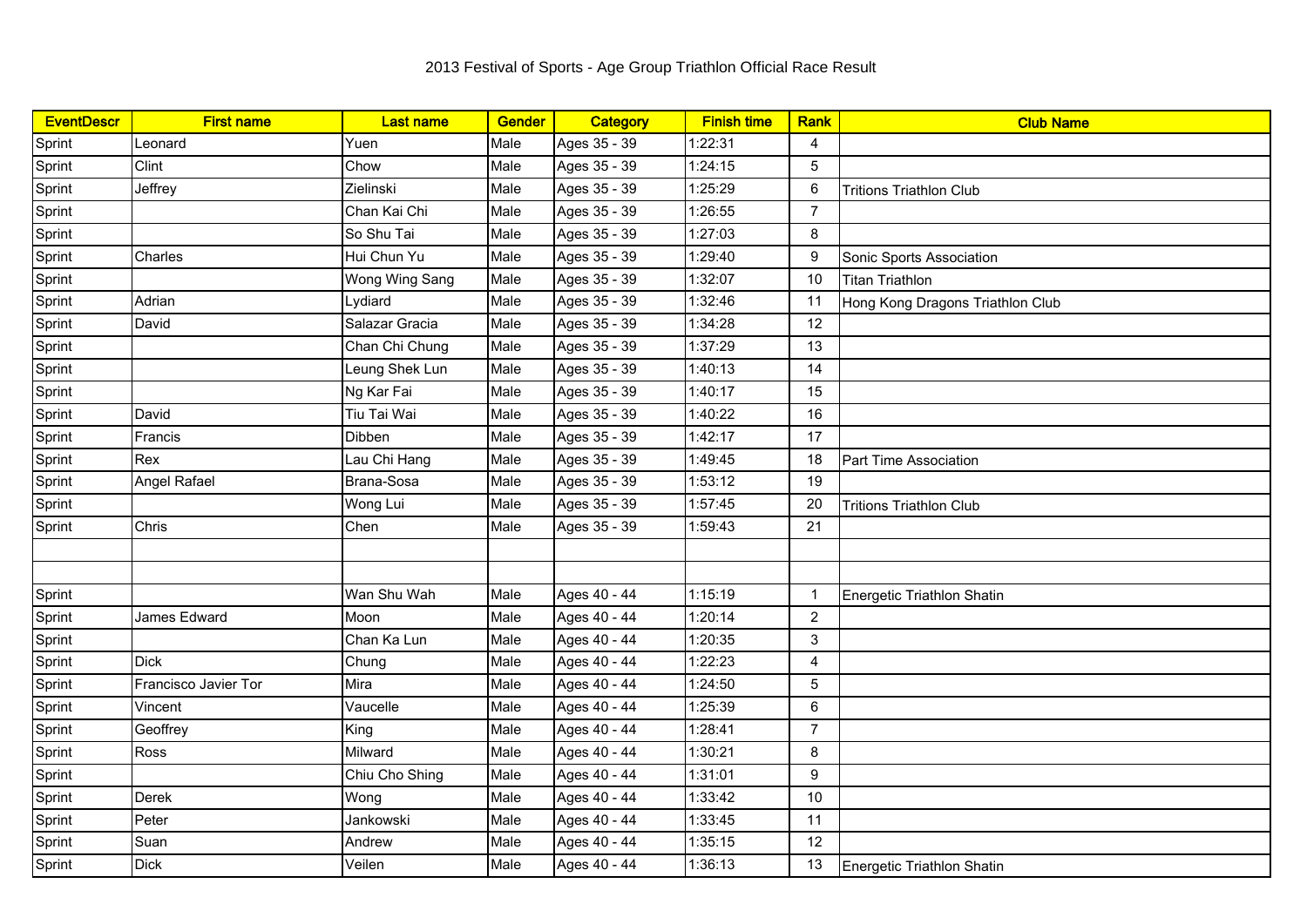# 2013 Festival of Sports - Age Group Triathlon Official Race Result

| EventDescr | First name | Last name | Gender | Category | Finish time | Rank | Club Name |
|---|---|---|---|---|---|---|---|
| Sprint | Leonard | Yuen | Male | Ages 35 - 39 | 1:22:31 | 4 | |
| Sprint | Clint | Chow | Male | Ages 35 - 39 | 1:24:15 | 5 | |
| Sprint | Jeffrey | Zielinski | Male | Ages 35 - 39 | 1:25:29 | 6 | Tritions Triathlon Club |
| Sprint | | Chan Kai Chi | Male | Ages 35 - 39 | 1:26:55 | 7 | |
| Sprint | | So Shu Tai | Male | Ages 35 - 39 | 1:27:03 | 8 | |
| Sprint | Charles | Hui Chun Yu | Male | Ages 35 - 39 | 1:29:40 | 9 | Sonic Sports Association |
| Sprint | | Wong Wing Sang | Male | Ages 35 - 39 | 1:32:07 | 10 | Titan Triathlon |
| Sprint | Adrian | Lydiard | Male | Ages 35 - 39 | 1:32:46 | 11 | Hong Kong Dragons Triathlon Club |
| Sprint | David | Salazar Gracia | Male | Ages 35 - 39 | 1:34:28 | 12 | |
| Sprint | | Chan Chi Chung | Male | Ages 35 - 39 | 1:37:29 | 13 | |
| Sprint | | Leung Shek Lun | Male | Ages 35 - 39 | 1:40:13 | 14 | |
| Sprint | | Ng Kar Fai | Male | Ages 35 - 39 | 1:40:17 | 15 | |
| Sprint | David | Tiu Tai Wai | Male | Ages 35 - 39 | 1:40:22 | 16 | |
| Sprint | Francis | Dibben | Male | Ages 35 - 39 | 1:42:17 | 17 | |
| Sprint | Rex | Lau Chi Hang | Male | Ages 35 - 39 | 1:49:45 | 18 | Part Time Association |
| Sprint | Angel Rafael | Brana-Sosa | Male | Ages 35 - 39 | 1:53:12 | 19 | |
| Sprint | | Wong Lui | Male | Ages 35 - 39 | 1:57:45 | 20 | Tritions Triathlon Club |
| Sprint | Chris | Chen | Male | Ages 35 - 39 | 1:59:43 | 21 | |
| | | | | | | | |
| | | | | | | | |
| Sprint | | Wan Shu Wah | Male | Ages 40 - 44 | 1:15:19 | 1 | Energetic Triathlon Shatin |
| Sprint | James Edward | Moon | Male | Ages 40 - 44 | 1:20:14 | 2 | |
| Sprint | | Chan Ka Lun | Male | Ages 40 - 44 | 1:20:35 | 3 | |
| Sprint | Dick | Chung | Male | Ages 40 - 44 | 1:22:23 | 4 | |
| Sprint | Francisco Javier Tor | Mira | Male | Ages 40 - 44 | 1:24:50 | 5 | |
| Sprint | Vincent | Vaucelle | Male | Ages 40 - 44 | 1:25:39 | 6 | |
| Sprint | Geoffrey | King | Male | Ages 40 - 44 | 1:28:41 | 7 | |
| Sprint | Ross | Milward | Male | Ages 40 - 44 | 1:30:21 | 8 | |
| Sprint | | Chiu Cho Shing | Male | Ages 40 - 44 | 1:31:01 | 9 | |
| Sprint | Derek | Wong | Male | Ages 40 - 44 | 1:33:42 | 10 | |
| Sprint | Peter | Jankowski | Male | Ages 40 - 44 | 1:33:45 | 11 | |
| Sprint | Suan | Andrew | Male | Ages 40 - 44 | 1:35:15 | 12 | |
| Sprint | Dick | Veilen | Male | Ages 40 - 44 | 1:36:13 | 13 | Energetic Triathlon Shatin |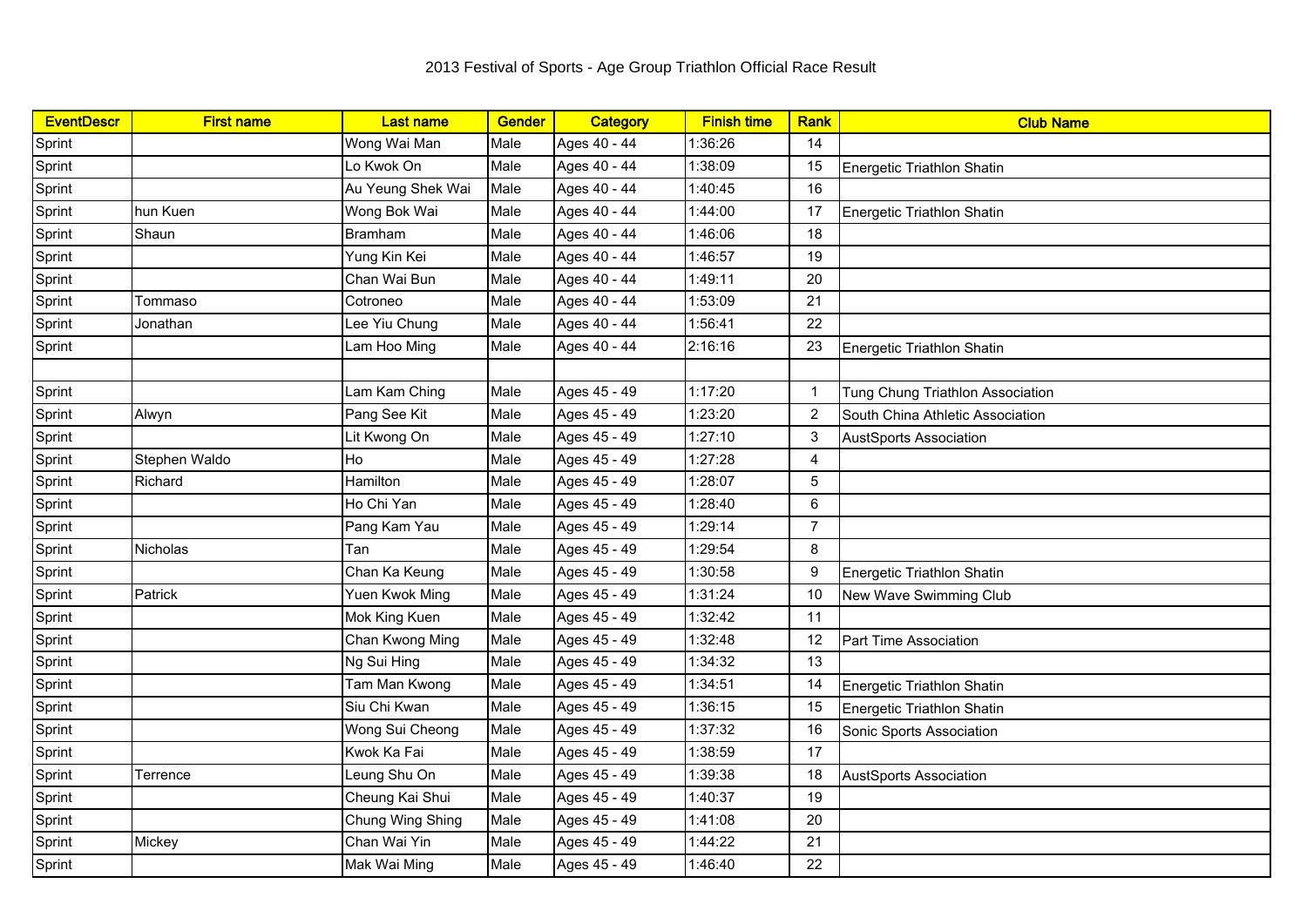# 2013 Festival of Sports - Age Group Triathlon Official Race Result

| EventDescr | First name | Last name | Gender | Category | Finish time | Rank | Club Name |
|---|---|---|---|---|---|---|---|
| Sprint | | Wong Wai Man | Male | Ages 40 - 44 | 1:36:26 | 14 | |
| Sprint | | Lo Kwok On | Male | Ages 40 - 44 | 1:38:09 | 15 | Energetic Triathlon Shatin |
| Sprint | | Au Yeung Shek Wai | Male | Ages 40 - 44 | 1:40:45 | 16 | |
| Sprint | hun Kuen | Wong Bok Wai | Male | Ages 40 - 44 | 1:44:00 | 17 | Energetic Triathlon Shatin |
| Sprint | Shaun | Bramham | Male | Ages 40 - 44 | 1:46:06 | 18 | |
| Sprint | | Yung Kin Kei | Male | Ages 40 - 44 | 1:46:57 | 19 | |
| Sprint | | Chan Wai Bun | Male | Ages 40 - 44 | 1:49:11 | 20 | |
| Sprint | Tommaso | Cotroneo | Male | Ages 40 - 44 | 1:53:09 | 21 | |
| Sprint | Jonathan | Lee Yiu Chung | Male | Ages 40 - 44 | 1:56:41 | 22 | |
| Sprint | | Lam Hoo Ming | Male | Ages 40 - 44 | 2:16:16 | 23 | Energetic Triathlon Shatin |
| | | | | | | | |
| Sprint | | Lam Kam Ching | Male | Ages 45 - 49 | 1:17:20 | 1 | Tung Chung Triathlon Association |
| Sprint | Alwyn | Pang See Kit | Male | Ages 45 - 49 | 1:23:20 | 2 | South China Athletic Association |
| Sprint | | Lit Kwong On | Male | Ages 45 - 49 | 1:27:10 | 3 | AustSports Association |
| Sprint | Stephen Waldo | Ho | Male | Ages 45 - 49 | 1:27:28 | 4 | |
| Sprint | Richard | Hamilton | Male | Ages 45 - 49 | 1:28:07 | 5 | |
| Sprint | | Ho Chi Yan | Male | Ages 45 - 49 | 1:28:40 | 6 | |
| Sprint | | Pang Kam Yau | Male | Ages 45 - 49 | 1:29:14 | 7 | |
| Sprint | Nicholas | Tan | Male | Ages 45 - 49 | 1:29:54 | 8 | |
| Sprint | | Chan Ka Keung | Male | Ages 45 - 49 | 1:30:58 | 9 | Energetic Triathlon Shatin |
| Sprint | Patrick | Yuen Kwok Ming | Male | Ages 45 - 49 | 1:31:24 | 10 | New Wave Swimming Club |
| Sprint | | Mok King Kuen | Male | Ages 45 - 49 | 1:32:42 | 11 | |
| Sprint | | Chan Kwong Ming | Male | Ages 45 - 49 | 1:32:48 | 12 | Part Time Association |
| Sprint | | Ng Sui Hing | Male | Ages 45 - 49 | 1:34:32 | 13 | |
| Sprint | | Tam Man Kwong | Male | Ages 45 - 49 | 1:34:51 | 14 | Energetic Triathlon Shatin |
| Sprint | | Siu Chi Kwan | Male | Ages 45 - 49 | 1:36:15 | 15 | Energetic Triathlon Shatin |
| Sprint | | Wong Sui Cheong | Male | Ages 45 - 49 | 1:37:32 | 16 | Sonic Sports Association |
| Sprint | | Kwok Ka Fai | Male | Ages 45 - 49 | 1:38:59 | 17 | |
| Sprint | Terrence | Leung Shu On | Male | Ages 45 - 49 | 1:39:38 | 18 | AustSports Association |
| Sprint | | Cheung Kai Shui | Male | Ages 45 - 49 | 1:40:37 | 19 | |
| Sprint | | Chung Wing Shing | Male | Ages 45 - 49 | 1:41:08 | 20 | |
| Sprint | Mickey | Chan Wai Yin | Male | Ages 45 - 49 | 1:44:22 | 21 | |
| Sprint | | Mak Wai Ming | Male | Ages 45 - 49 | 1:46:40 | 22 | |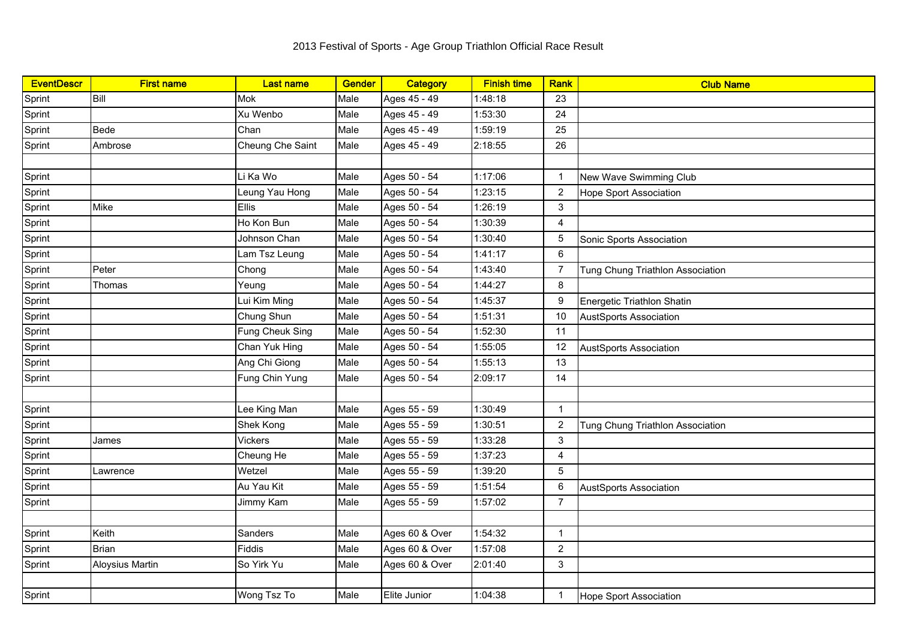# 2013 Festival of Sports - Age Group Triathlon Official Race Result

| EventDescr | First name | Last name | Gender | Category | Finish time | Rank | Club Name |
|---|---|---|---|---|---|---|---|
| Sprint | Bill | Mok | Male | Ages 45 - 49 | 1:48:18 | 23 | |
| Sprint | | Xu Wenbo | Male | Ages 45 - 49 | 1:53:30 | 24 | |
| Sprint | Bede | Chan | Male | Ages 45 - 49 | 1:59:19 | 25 | |
| Sprint | Ambrose | Cheung Che Saint | Male | Ages 45 - 49 | 2:18:55 | 26 | |
| | | | | | | | |
| Sprint | | Li Ka Wo | Male | Ages 50 - 54 | 1:17:06 | 1 | New Wave Swimming Club |
| Sprint | | Leung Yau Hong | Male | Ages 50 - 54 | 1:23:15 | 2 | Hope Sport Association |
| Sprint | Mike | Ellis | Male | Ages 50 - 54 | 1:26:19 | 3 | |
| Sprint | | Ho Kon Bun | Male | Ages 50 - 54 | 1:30:39 | 4 | |
| Sprint | | Johnson Chan | Male | Ages 50 - 54 | 1:30:40 | 5 | Sonic Sports Association |
| Sprint | | Lam Tsz Leung | Male | Ages 50 - 54 | 1:41:17 | 6 | |
| Sprint | Peter | Chong | Male | Ages 50 - 54 | 1:43:40 | 7 | Tung Chung Triathlon Association |
| Sprint | Thomas | Yeung | Male | Ages 50 - 54 | 1:44:27 | 8 | |
| Sprint | | Lui Kim Ming | Male | Ages 50 - 54 | 1:45:37 | 9 | Energetic Triathlon Shatin |
| Sprint | | Chung Shun | Male | Ages 50 - 54 | 1:51:31 | 10 | AustSports Association |
| Sprint | | Fung Cheuk Sing | Male | Ages 50 - 54 | 1:52:30 | 11 | |
| Sprint | | Chan Yuk Hing | Male | Ages 50 - 54 | 1:55:05 | 12 | AustSports Association |
| Sprint | | Ang Chi Giong | Male | Ages 50 - 54 | 1:55:13 | 13 | |
| Sprint | | Fung Chin Yung | Male | Ages 50 - 54 | 2:09:17 | 14 | |
| | | | | | | | |
| Sprint | | Lee King Man | Male | Ages 55 - 59 | 1:30:49 | 1 | |
| Sprint | | Shek Kong | Male | Ages 55 - 59 | 1:30:51 | 2 | Tung Chung Triathlon Association |
| Sprint | James | Vickers | Male | Ages 55 - 59 | 1:33:28 | 3 | |
| Sprint | | Cheung He | Male | Ages 55 - 59 | 1:37:23 | 4 | |
| Sprint | Lawrence | Wetzel | Male | Ages 55 - 59 | 1:39:20 | 5 | |
| Sprint | | Au Yau Kit | Male | Ages 55 - 59 | 1:51:54 | 6 | AustSports Association |
| Sprint | | Jimmy Kam | Male | Ages 55 - 59 | 1:57:02 | 7 | |
| | | | | | | | |
| Sprint | Keith | Sanders | Male | Ages 60 & Over | 1:54:32 | 1 | |
| Sprint | Brian | Fiddis | Male | Ages 60 & Over | 1:57:08 | 2 | |
| Sprint | Aloysius Martin | So Yirk Yu | Male | Ages 60 & Over | 2:01:40 | 3 | |
| | | | | | | | |
| Sprint | | Wong Tsz To | Male | Elite Junior | 1:04:38 | 1 | Hope Sport Association |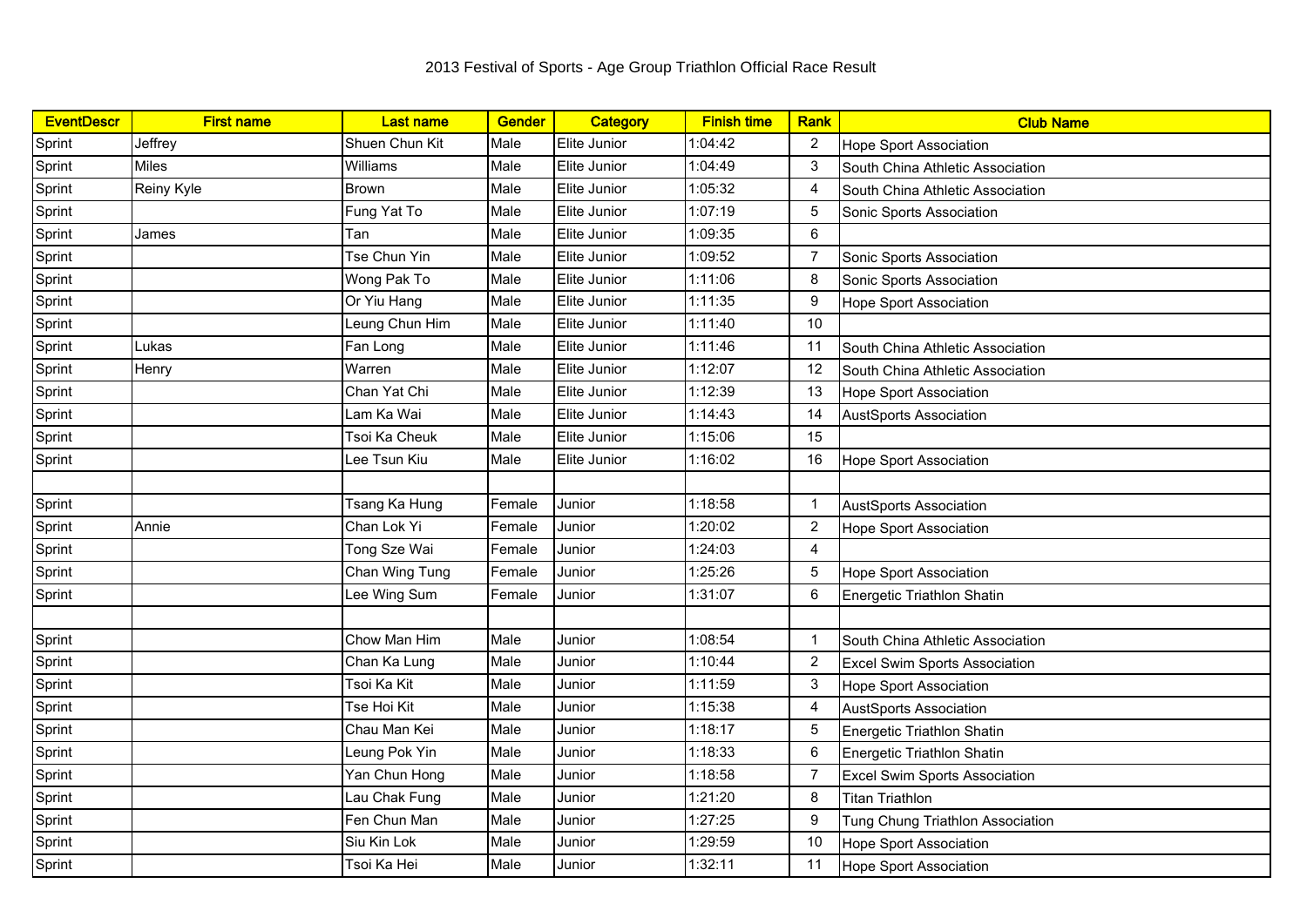# 2013 Festival of Sports - Age Group Triathlon Official Race Result

| EventDescr | First name | Last name | Gender | Category | Finish time | Rank | Club Name |
|---|---|---|---|---|---|---|---|
| Sprint | Jeffrey | Shuen Chun Kit | Male | Elite Junior | 1:04:42 | 2 | Hope Sport Association |
| Sprint | Miles | Williams | Male | Elite Junior | 1:04:49 | 3 | South China Athletic Association |
| Sprint | Reiny Kyle | Brown | Male | Elite Junior | 1:05:32 | 4 | South China Athletic Association |
| Sprint | | Fung Yat To | Male | Elite Junior | 1:07:19 | 5 | Sonic Sports Association |
| Sprint | James | Tan | Male | Elite Junior | 1:09:35 | 6 | |
| Sprint | | Tse Chun Yin | Male | Elite Junior | 1:09:52 | 7 | Sonic Sports Association |
| Sprint | | Wong Pak To | Male | Elite Junior | 1:11:06 | 8 | Sonic Sports Association |
| Sprint | | Or Yiu Hang | Male | Elite Junior | 1:11:35 | 9 | Hope Sport Association |
| Sprint | | Leung Chun Him | Male | Elite Junior | 1:11:40 | 10 | |
| Sprint | Lukas | Fan Long | Male | Elite Junior | 1:11:46 | 11 | South China Athletic Association |
| Sprint | Henry | Warren | Male | Elite Junior | 1:12:07 | 12 | South China Athletic Association |
| Sprint | | Chan Yat Chi | Male | Elite Junior | 1:12:39 | 13 | Hope Sport Association |
| Sprint | | Lam Ka Wai | Male | Elite Junior | 1:14:43 | 14 | AustSports Association |
| Sprint | | Tsoi Ka Cheuk | Male | Elite Junior | 1:15:06 | 15 | |
| Sprint | | Lee Tsun Kiu | Male | Elite Junior | 1:16:02 | 16 | Hope Sport Association |
| | | | | | | | |
| Sprint | | Tsang Ka Hung | Female | Junior | 1:18:58 | 1 | AustSports Association |
| Sprint | Annie | Chan Lok Yi | Female | Junior | 1:20:02 | 2 | Hope Sport Association |
| Sprint | | Tong Sze Wai | Female | Junior | 1:24:03 | 4 | |
| Sprint | | Chan Wing Tung | Female | Junior | 1:25:26 | 5 | Hope Sport Association |
| Sprint | | Lee Wing Sum | Female | Junior | 1:31:07 | 6 | Energetic Triathlon Shatin |
| | | | | | | | |
| Sprint | | Chow Man Him | Male | Junior | 1:08:54 | 1 | South China Athletic Association |
| Sprint | | Chan Ka Lung | Male | Junior | 1:10:44 | 2 | Excel Swim Sports Association |
| Sprint | | Tsoi Ka Kit | Male | Junior | 1:11:59 | 3 | Hope Sport Association |
| Sprint | | Tse Hoi Kit | Male | Junior | 1:15:38 | 4 | AustSports Association |
| Sprint | | Chau Man Kei | Male | Junior | 1:18:17 | 5 | Energetic Triathlon Shatin |
| Sprint | | Leung Pok Yin | Male | Junior | 1:18:33 | 6 | Energetic Triathlon Shatin |
| Sprint | | Yan Chun Hong | Male | Junior | 1:18:58 | 7 | Excel Swim Sports Association |
| Sprint | | Lau Chak Fung | Male | Junior | 1:21:20 | 8 | Titan Triathlon |
| Sprint | | Fen Chun Man | Male | Junior | 1:27:25 | 9 | Tung Chung Triathlon Association |
| Sprint | | Siu Kin Lok | Male | Junior | 1:29:59 | 10 | Hope Sport Association |
| Sprint | | Tsoi Ka Hei | Male | Junior | 1:32:11 | 11 | Hope Sport Association |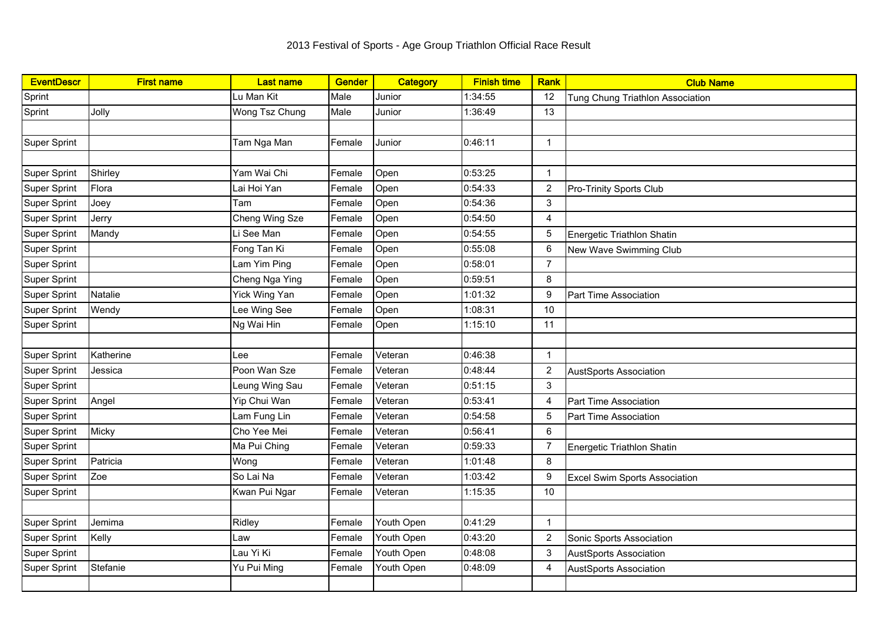# 2013 Festival of Sports - Age Group Triathlon Official Race Result

| EventDescr | First name | Last name | Gender | Category | Finish time | Rank | Club Name |
|---|---|---|---|---|---|---|---|
| Sprint | | Lu Man Kit | Male | Junior | 1:34:55 | 12 | Tung Chung Triathlon Association |
| Sprint | Jolly | Wong Tsz Chung | Male | Junior | 1:36:49 | 13 | |
| | | | | | | | |
| Super Sprint | | Tam Nga Man | Female | Junior | 0:46:11 | 1 | |
| | | | | | | | |
| Super Sprint | Shirley | Yam Wai Chi | Female | Open | 0:53:25 | 1 | |
| Super Sprint | Flora | Lai Hoi Yan | Female | Open | 0:54:33 | 2 | Pro-Trinity Sports Club |
| Super Sprint | Joey | Tam | Female | Open | 0:54:36 | 3 | |
| Super Sprint | Jerry | Cheng Wing Sze | Female | Open | 0:54:50 | 4 | |
| Super Sprint | Mandy | Li See Man | Female | Open | 0:54:55 | 5 | Energetic Triathlon Shatin |
| Super Sprint | | Fong Tan Ki | Female | Open | 0:55:08 | 6 | New Wave Swimming Club |
| Super Sprint | | Lam Yim Ping | Female | Open | 0:58:01 | 7 | |
| Super Sprint | | Cheng Nga Ying | Female | Open | 0:59:51 | 8 | |
| Super Sprint | Natalie | Yick Wing Yan | Female | Open | 1:01:32 | 9 | Part Time Association |
| Super Sprint | Wendy | Lee Wing See | Female | Open | 1:08:31 | 10 | |
| Super Sprint | | Ng Wai Hin | Female | Open | 1:15:10 | 11 | |
| | | | | | | | |
| Super Sprint | Katherine | Lee | Female | Veteran | 0:46:38 | 1 | |
| Super Sprint | Jessica | Poon Wan Sze | Female | Veteran | 0:48:44 | 2 | AustSports Association |
| Super Sprint | | Leung Wing Sau | Female | Veteran | 0:51:15 | 3 | |
| Super Sprint | Angel | Yip Chui Wan | Female | Veteran | 0:53:41 | 4 | Part Time Association |
| Super Sprint | | Lam Fung Lin | Female | Veteran | 0:54:58 | 5 | Part Time Association |
| Super Sprint | Micky | Cho Yee Mei | Female | Veteran | 0:56:41 | 6 | |
| Super Sprint | | Ma Pui Ching | Female | Veteran | 0:59:33 | 7 | Energetic Triathlon Shatin |
| Super Sprint | Patricia | Wong | Female | Veteran | 1:01:48 | 8 | |
| Super Sprint | Zoe | So Lai Na | Female | Veteran | 1:03:42 | 9 | Excel Swim Sports Association |
| Super Sprint | | Kwan Pui Ngar | Female | Veteran | 1:15:35 | 10 | |
| | | | | | | | |
| Super Sprint | Jemima | Ridley | Female | Youth Open | 0:41:29 | 1 | |
| Super Sprint | Kelly | Law | Female | Youth Open | 0:43:20 | 2 | Sonic Sports Association |
| Super Sprint | | Lau Yi Ki | Female | Youth Open | 0:48:08 | 3 | AustSports Association |
| Super Sprint | Stefanie | Yu Pui Ming | Female | Youth Open | 0:48:09 | 4 | AustSports Association |
| | | | | | | | |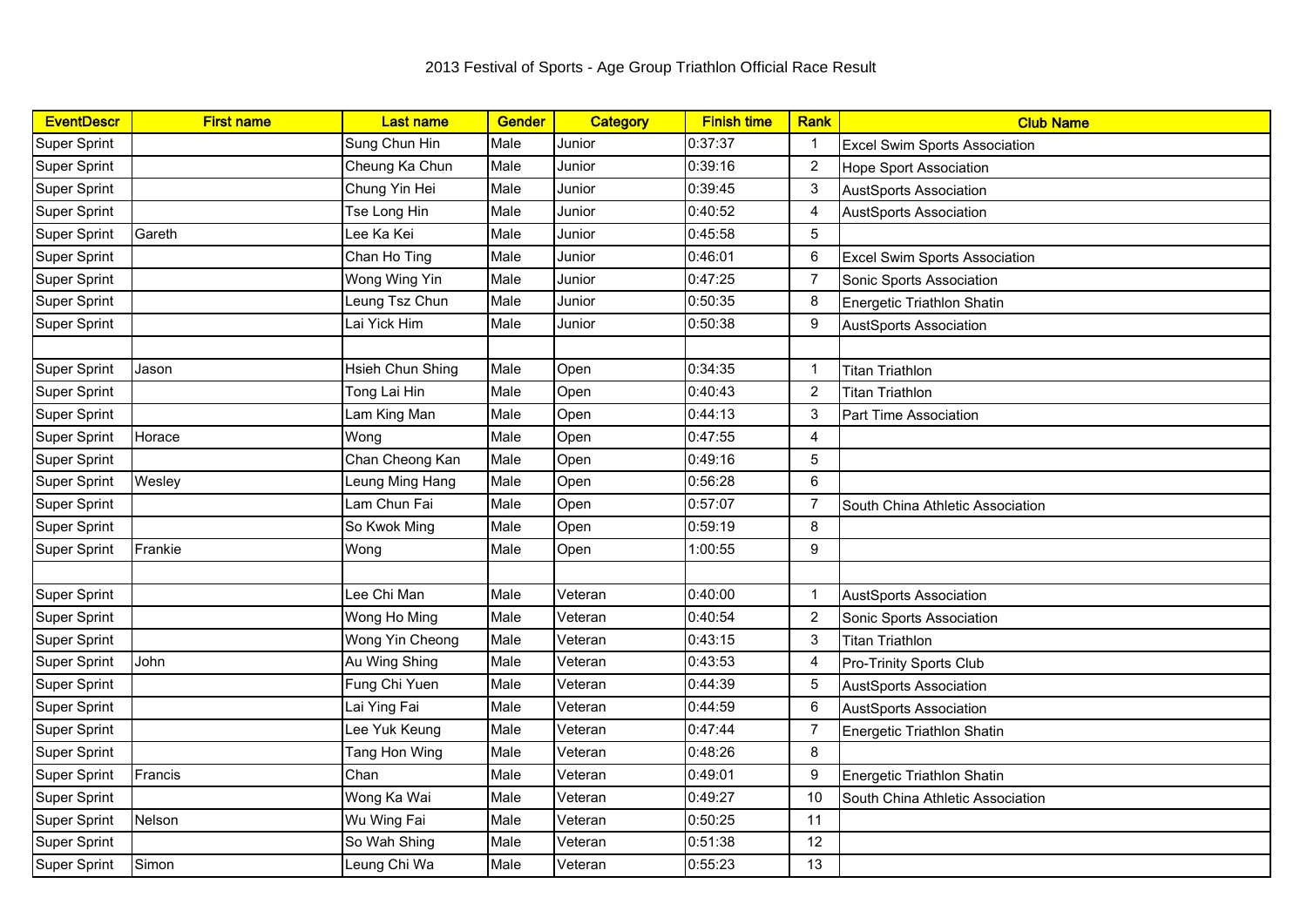# 2013 Festival of Sports - Age Group Triathlon Official Race Result

| EventDescr | First name | Last name | Gender | Category | Finish time | Rank | Club Name |
|---|---|---|---|---|---|---|---|
| Super Sprint | | Sung Chun Hin | Male | Junior | 0:37:37 | 1 | Excel Swim Sports Association |
| Super Sprint | | Cheung Ka Chun | Male | Junior | 0:39:16 | 2 | Hope Sport Association |
| Super Sprint | | Chung Yin Hei | Male | Junior | 0:39:45 | 3 | AustSports Association |
| Super Sprint | | Tse Long Hin | Male | Junior | 0:40:52 | 4 | AustSports Association |
| Super Sprint | Gareth | Lee Ka Kei | Male | Junior | 0:45:58 | 5 | |
| Super Sprint | | Chan Ho Ting | Male | Junior | 0:46:01 | 6 | Excel Swim Sports Association |
| Super Sprint | | Wong Wing Yin | Male | Junior | 0:47:25 | 7 | Sonic Sports Association |
| Super Sprint | | Leung Tsz Chun | Male | Junior | 0:50:35 | 8 | Energetic Triathlon Shatin |
| Super Sprint | | Lai Yick Him | Male | Junior | 0:50:38 | 9 | AustSports Association |
| | | | | | | | |
| Super Sprint | Jason | Hsieh Chun Shing | Male | Open | 0:34:35 | 1 | Titan Triathlon |
| Super Sprint | | Tong Lai Hin | Male | Open | 0:40:43 | 2 | Titan Triathlon |
| Super Sprint | | Lam King Man | Male | Open | 0:44:13 | 3 | Part Time Association |
| Super Sprint | Horace | Wong | Male | Open | 0:47:55 | 4 | |
| Super Sprint | | Chan Cheong Kan | Male | Open | 0:49:16 | 5 | |
| Super Sprint | Wesley | Leung Ming Hang | Male | Open | 0:56:28 | 6 | |
| Super Sprint | | Lam Chun Fai | Male | Open | 0:57:07 | 7 | South China Athletic Association |
| Super Sprint | | So Kwok Ming | Male | Open | 0:59:19 | 8 | |
| Super Sprint | Frankie | Wong | Male | Open | 1:00:55 | 9 | |
| | | | | | | | |
| Super Sprint | | Lee Chi Man | Male | Veteran | 0:40:00 | 1 | AustSports Association |
| Super Sprint | | Wong Ho Ming | Male | Veteran | 0:40:54 | 2 | Sonic Sports Association |
| Super Sprint | | Wong Yin Cheong | Male | Veteran | 0:43:15 | 3 | Titan Triathlon |
| Super Sprint | John | Au Wing Shing | Male | Veteran | 0:43:53 | 4 | Pro-Trinity Sports Club |
| Super Sprint | | Fung Chi Yuen | Male | Veteran | 0:44:39 | 5 | AustSports Association |
| Super Sprint | | Lai Ying Fai | Male | Veteran | 0:44:59 | 6 | AustSports Association |
| Super Sprint | | Lee Yuk Keung | Male | Veteran | 0:47:44 | 7 | Energetic Triathlon Shatin |
| Super Sprint | | Tang Hon Wing | Male | Veteran | 0:48:26 | 8 | |
| Super Sprint | Francis | Chan | Male | Veteran | 0:49:01 | 9 | Energetic Triathlon Shatin |
| Super Sprint | | Wong Ka Wai | Male | Veteran | 0:49:27 | 10 | South China Athletic Association |
| Super Sprint | Nelson | Wu Wing Fai | Male | Veteran | 0:50:25 | 11 | |
| Super Sprint | | So Wah Shing | Male | Veteran | 0:51:38 | 12 | |
| Super Sprint | Simon | Leung Chi Wa | Male | Veteran | 0:55:23 | 13 | |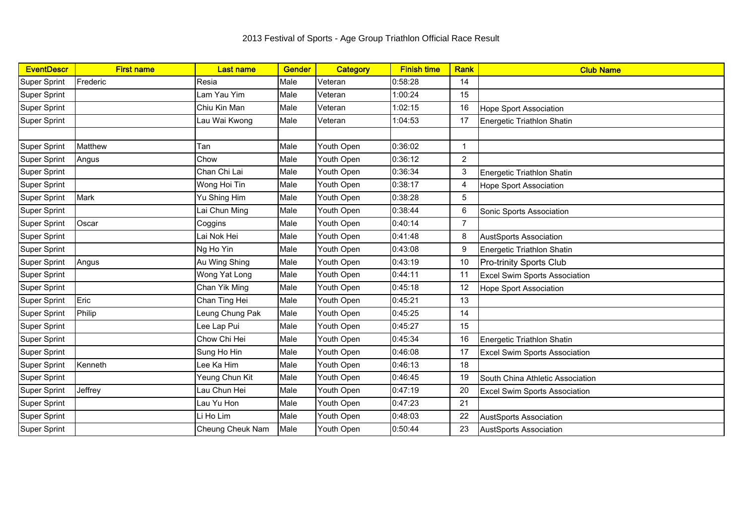2013 Festival of Sports - Age Group Triathlon Official Race Result

| EventDescr | First name | Last name | Gender | Category | Finish time | Rank | Club Name |
|---|---|---|---|---|---|---|---|
| Super Sprint | Frederic | Resia | Male | Veteran | 0:58:28 | 14 | |
| Super Sprint | | Lam Yau Yim | Male | Veteran | 1:00:24 | 15 | |
| Super Sprint | | Chiu Kin Man | Male | Veteran | 1:02:15 | 16 | Hope Sport Association |
| Super Sprint | | Lau Wai Kwong | Male | Veteran | 1:04:53 | 17 | Energetic Triathlon Shatin |
| | | | | | | | |
| Super Sprint | Matthew | Tan | Male | Youth Open | 0:36:02 | 1 | |
| Super Sprint | Angus | Chow | Male | Youth Open | 0:36:12 | 2 | |
| Super Sprint | | Chan Chi Lai | Male | Youth Open | 0:36:34 | 3 | Energetic Triathlon Shatin |
| Super Sprint | | Wong Hoi Tin | Male | Youth Open | 0:38:17 | 4 | Hope Sport Association |
| Super Sprint | Mark | Yu Shing Him | Male | Youth Open | 0:38:28 | 5 | |
| Super Sprint | | Lai Chun Ming | Male | Youth Open | 0:38:44 | 6 | Sonic Sports Association |
| Super Sprint | Oscar | Coggins | Male | Youth Open | 0:40:14 | 7 | |
| Super Sprint | | Lai Nok Hei | Male | Youth Open | 0:41:48 | 8 | AustSports Association |
| Super Sprint | | Ng Ho Yin | Male | Youth Open | 0:43:08 | 9 | Energetic Triathlon Shatin |
| Super Sprint | Angus | Au Wing Shing | Male | Youth Open | 0:43:19 | 10 | Pro-trinity Sports Club |
| Super Sprint | | Wong Yat Long | Male | Youth Open | 0:44:11 | 11 | Excel Swim Sports Association |
| Super Sprint | | Chan Yik Ming | Male | Youth Open | 0:45:18 | 12 | Hope Sport Association |
| Super Sprint | Eric | Chan Ting Hei | Male | Youth Open | 0:45:21 | 13 | |
| Super Sprint | Philip | Leung Chung Pak | Male | Youth Open | 0:45:25 | 14 | |
| Super Sprint | | Lee Lap Pui | Male | Youth Open | 0:45:27 | 15 | |
| Super Sprint | | Chow Chi Hei | Male | Youth Open | 0:45:34 | 16 | Energetic Triathlon Shatin |
| Super Sprint | | Sung Ho Hin | Male | Youth Open | 0:46:08 | 17 | Excel Swim Sports Association |
| Super Sprint | Kenneth | Lee Ka Him | Male | Youth Open | 0:46:13 | 18 | |
| Super Sprint | | Yeung Chun Kit | Male | Youth Open | 0:46:45 | 19 | South China Athletic Association |
| Super Sprint | Jeffrey | Lau Chun Hei | Male | Youth Open | 0:47:19 | 20 | Excel Swim Sports Association |
| Super Sprint | | Lau Yu Hon | Male | Youth Open | 0:47:23 | 21 | |
| Super Sprint | | Li Ho Lim | Male | Youth Open | 0:48:03 | 22 | AustSports Association |
| Super Sprint | | Cheung Cheuk Nam | Male | Youth Open | 0:50:44 | 23 | AustSports Association |